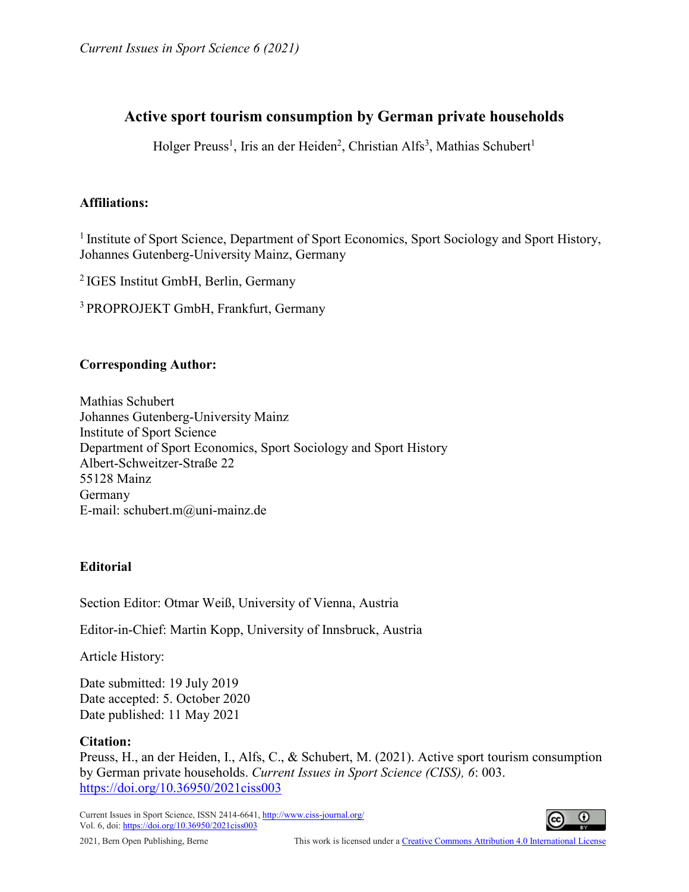*Current Issues in Sport Science 6 (2021)*

# Active sport tourism consumption by German private households

Holger Preuss[1], Iris an der Heiden[2], Christian Alfs[3], Mathias Schubert[1]

**Affiliations:**

[1] Institute of Sport Science, Department of Sport Economics, Sport Sociology and Sport History, Johannes Gutenberg-University Mainz, Germany

[2] IGES Institut GmbH, Berlin, Germany

[3] PROPROJEKT GmbH, Frankfurt, Germany

**Corresponding Author:**

Mathias Schubert
Johannes Gutenberg-University Mainz
Institute of Sport Science
Department of Sport Economics, Sport Sociology and Sport History
Albert-Schweitzer-Straße 22
55128 Mainz
Germany
E-mail: schubert.m@uni-mainz.de

**Editorial**

Section Editor: Otmar Weiß, University of Vienna, Austria

Editor-in-Chief: Martin Kopp, University of Innsbruck, Austria

Article History:

Date submitted: 19 July 2019
Date accepted: 5. October 2020
Date published: 11 May 2021

**Citation:**
Preuss, H., an der Heiden, I., Alfs, C., & Schubert, M. (2021). Active sport tourism consumption by German private households. *Current Issues in Sport Science (CISS), 6*: 003. https://doi.org/10.36950/2021ciss003

Current Issues in Sport Science, ISSN 2414-6641, http://www.ciss-journal.org/
Vol. 6, doi: https://doi.org/10.36950/2021ciss003

2021, Bern Open Publishing, Berne

This work is licensed under a Creative Commons Attribution 4.0 International License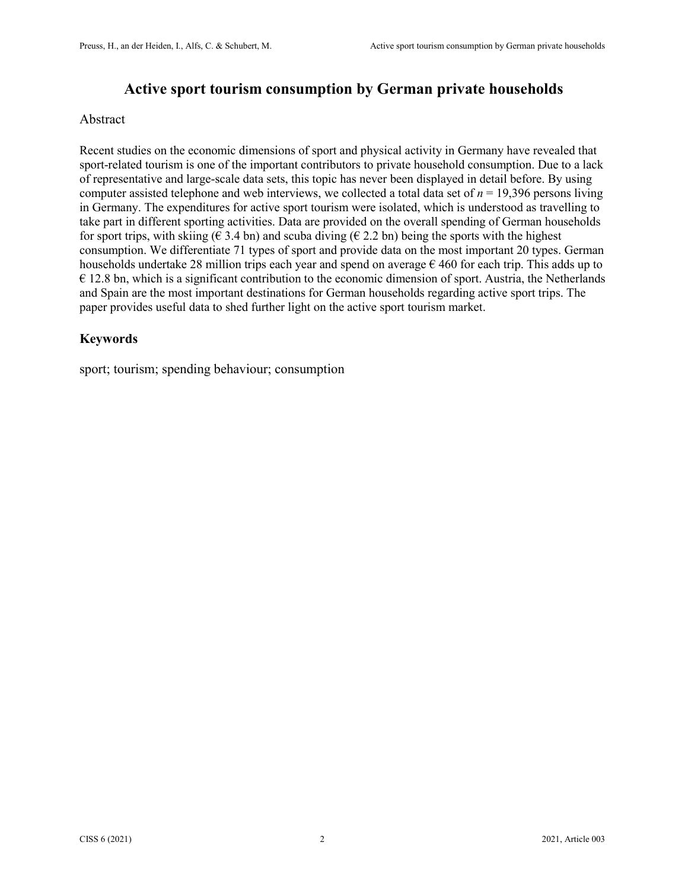# Active sport tourism consumption by German private households

Abstract

Recent studies on the economic dimensions of sport and physical activity in Germany have revealed that sport-related tourism is one of the important contributors to private household consumption. Due to a lack of representative and large-scale data sets, this topic has never been displayed in detail before. By using computer assisted telephone and web interviews, we collected a total data set of *n* = 19,396 persons living in Germany. The expenditures for active sport tourism were isolated, which is understood as travelling to take part in different sporting activities. Data are provided on the overall spending of German households for sport trips, with skiing (€ 3.4 bn) and scuba diving (€ 2.2 bn) being the sports with the highest consumption. We differentiate 71 types of sport and provide data on the most important 20 types. German households undertake 28 million trips each year and spend on average € 460 for each trip. This adds up to € 12.8 bn, which is a significant contribution to the economic dimension of sport. Austria, the Netherlands and Spain are the most important destinations for German households regarding active sport trips. The paper provides useful data to shed further light on the active sport tourism market.

## Keywords

sport; tourism; spending behaviour; consumption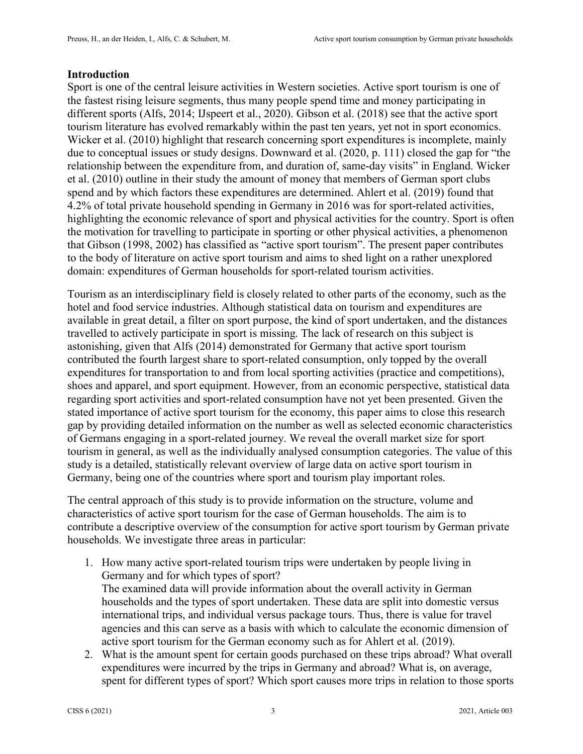## Introduction

Sport is one of the central leisure activities in Western societies. Active sport tourism is one of the fastest rising leisure segments, thus many people spend time and money participating in different sports (Alfs, 2014; IJspeert et al., 2020). Gibson et al. (2018) see that the active sport tourism literature has evolved remarkably within the past ten years, yet not in sport economics. Wicker et al. (2010) highlight that research concerning sport expenditures is incomplete, mainly due to conceptual issues or study designs. Downward et al. (2020, p. 111) closed the gap for "the relationship between the expenditure from, and duration of, same-day visits" in England. Wicker et al. (2010) outline in their study the amount of money that members of German sport clubs spend and by which factors these expenditures are determined. Ahlert et al. (2019) found that 4.2% of total private household spending in Germany in 2016 was for sport-related activities, highlighting the economic relevance of sport and physical activities for the country. Sport is often the motivation for travelling to participate in sporting or other physical activities, a phenomenon that Gibson (1998, 2002) has classified as "active sport tourism". The present paper contributes to the body of literature on active sport tourism and aims to shed light on a rather unexplored domain: expenditures of German households for sport-related tourism activities.

Tourism as an interdisciplinary field is closely related to other parts of the economy, such as the hotel and food service industries. Although statistical data on tourism and expenditures are available in great detail, a filter on sport purpose, the kind of sport undertaken, and the distances travelled to actively participate in sport is missing. The lack of research on this subject is astonishing, given that Alfs (2014) demonstrated for Germany that active sport tourism contributed the fourth largest share to sport-related consumption, only topped by the overall expenditures for transportation to and from local sporting activities (practice and competitions), shoes and apparel, and sport equipment. However, from an economic perspective, statistical data regarding sport activities and sport-related consumption have not yet been presented. Given the stated importance of active sport tourism for the economy, this paper aims to close this research gap by providing detailed information on the number as well as selected economic characteristics of Germans engaging in a sport-related journey. We reveal the overall market size for sport tourism in general, as well as the individually analysed consumption categories. The value of this study is a detailed, statistically relevant overview of large data on active sport tourism in Germany, being one of the countries where sport and tourism play important roles.

The central approach of this study is to provide information on the structure, volume and characteristics of active sport tourism for the case of German households. The aim is to contribute a descriptive overview of the consumption for active sport tourism by German private households. We investigate three areas in particular:

1. How many active sport-related tourism trips were undertaken by people living in Germany and for which types of sport?
   The examined data will provide information about the overall activity in German households and the types of sport undertaken. These data are split into domestic versus international trips, and individual versus package tours. Thus, there is value for travel agencies and this can serve as a basis with which to calculate the economic dimension of active sport tourism for the German economy such as for Ahlert et al. (2019).
2. What is the amount spent for certain goods purchased on these trips abroad? What overall expenditures were incurred by the trips in Germany and abroad? What is, on average, spent for different types of sport? Which sport causes more trips in relation to those sports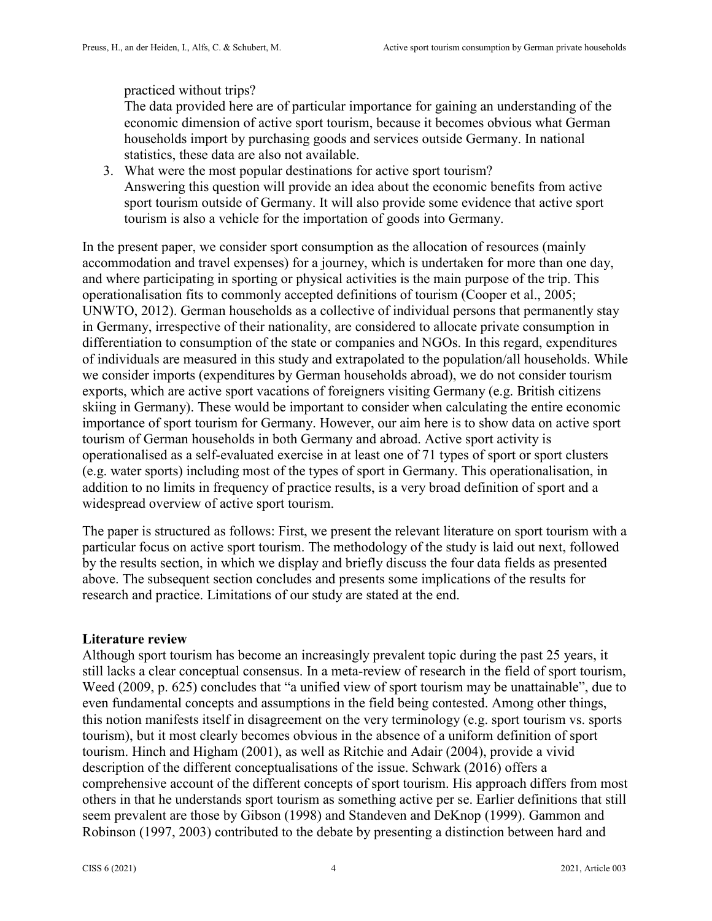practiced without trips?
   The data provided here are of particular importance for gaining an understanding of the economic dimension of active sport tourism, because it becomes obvious what German households import by purchasing goods and services outside Germany. In national statistics, these data are also not available.
3. What were the most popular destinations for active sport tourism?
   Answering this question will provide an idea about the economic benefits from active sport tourism outside of Germany. It will also provide some evidence that active sport tourism is also a vehicle for the importation of goods into Germany.

In the present paper, we consider sport consumption as the allocation of resources (mainly accommodation and travel expenses) for a journey, which is undertaken for more than one day, and where participating in sporting or physical activities is the main purpose of the trip. This operationalisation fits to commonly accepted definitions of tourism (Cooper et al., 2005; UNWTO, 2012). German households as a collective of individual persons that permanently stay in Germany, irrespective of their nationality, are considered to allocate private consumption in differentiation to consumption of the state or companies and NGOs. In this regard, expenditures of individuals are measured in this study and extrapolated to the population/all households. While we consider imports (expenditures by German households abroad), we do not consider tourism exports, which are active sport vacations of foreigners visiting Germany (e.g. British citizens skiing in Germany). These would be important to consider when calculating the entire economic importance of sport tourism for Germany. However, our aim here is to show data on active sport tourism of German households in both Germany and abroad. Active sport activity is operationalised as a self-evaluated exercise in at least one of 71 types of sport or sport clusters (e.g. water sports) including most of the types of sport in Germany. This operationalisation, in addition to no limits in frequency of practice results, is a very broad definition of sport and a widespread overview of active sport tourism.

The paper is structured as follows: First, we present the relevant literature on sport tourism with a particular focus on active sport tourism. The methodology of the study is laid out next, followed by the results section, in which we display and briefly discuss the four data fields as presented above. The subsequent section concludes and presents some implications of the results for research and practice. Limitations of our study are stated at the end.

## Literature review

Although sport tourism has become an increasingly prevalent topic during the past 25 years, it still lacks a clear conceptual consensus. In a meta-review of research in the field of sport tourism, Weed (2009, p. 625) concludes that "a unified view of sport tourism may be unattainable", due to even fundamental concepts and assumptions in the field being contested. Among other things, this notion manifests itself in disagreement on the very terminology (e.g. sport tourism vs. sports tourism), but it most clearly becomes obvious in the absence of a uniform definition of sport tourism. Hinch and Higham (2001), as well as Ritchie and Adair (2004), provide a vivid description of the different conceptualisations of the issue. Schwark (2016) offers a comprehensive account of the different concepts of sport tourism. His approach differs from most others in that he understands sport tourism as something active per se. Earlier definitions that still seem prevalent are those by Gibson (1998) and Standeven and DeKnop (1999). Gammon and Robinson (1997, 2003) contributed to the debate by presenting a distinction between hard and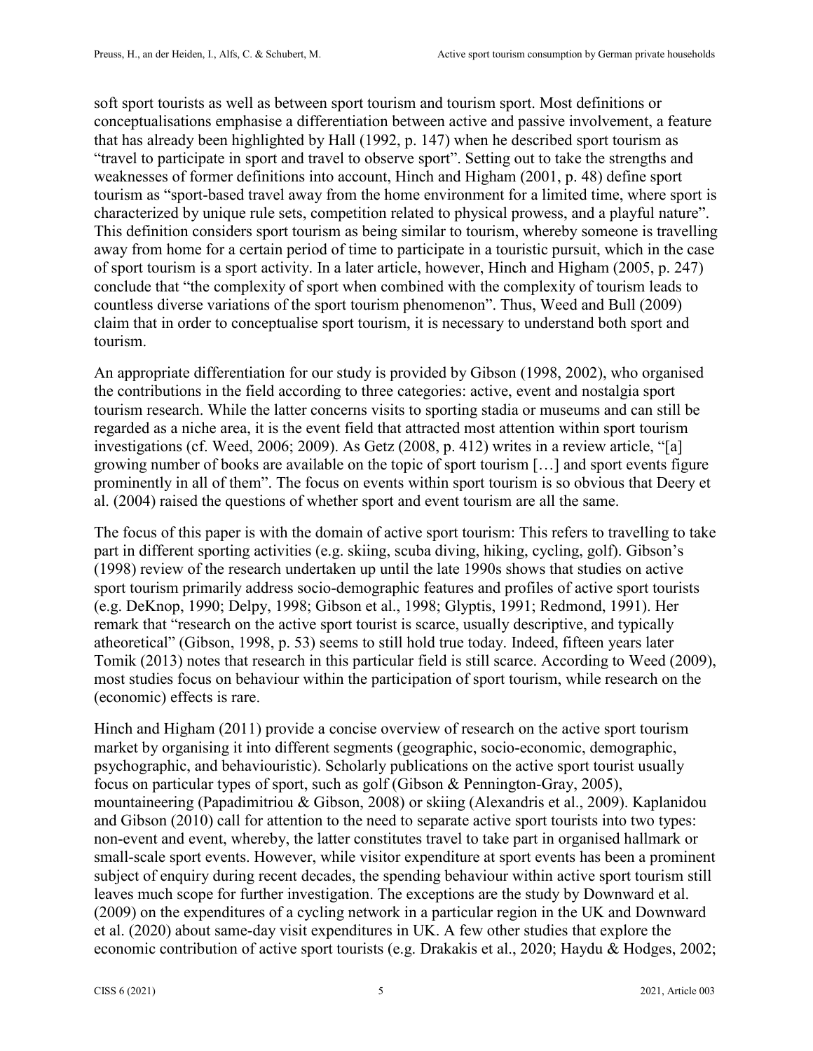soft sport tourists as well as between sport tourism and tourism sport. Most definitions or conceptualisations emphasise a differentiation between active and passive involvement, a feature that has already been highlighted by Hall (1992, p. 147) when he described sport tourism as "travel to participate in sport and travel to observe sport". Setting out to take the strengths and weaknesses of former definitions into account, Hinch and Higham (2001, p. 48) define sport tourism as "sport-based travel away from the home environment for a limited time, where sport is characterized by unique rule sets, competition related to physical prowess, and a playful nature". This definition considers sport tourism as being similar to tourism, whereby someone is travelling away from home for a certain period of time to participate in a touristic pursuit, which in the case of sport tourism is a sport activity. In a later article, however, Hinch and Higham (2005, p. 247) conclude that "the complexity of sport when combined with the complexity of tourism leads to countless diverse variations of the sport tourism phenomenon". Thus, Weed and Bull (2009) claim that in order to conceptualise sport tourism, it is necessary to understand both sport and tourism.

An appropriate differentiation for our study is provided by Gibson (1998, 2002), who organised the contributions in the field according to three categories: active, event and nostalgia sport tourism research. While the latter concerns visits to sporting stadia or museums and can still be regarded as a niche area, it is the event field that attracted most attention within sport tourism investigations (cf. Weed, 2006; 2009). As Getz (2008, p. 412) writes in a review article, "[a] growing number of books are available on the topic of sport tourism […] and sport events figure prominently in all of them". The focus on events within sport tourism is so obvious that Deery et al. (2004) raised the questions of whether sport and event tourism are all the same.

The focus of this paper is with the domain of active sport tourism: This refers to travelling to take part in different sporting activities (e.g. skiing, scuba diving, hiking, cycling, golf). Gibson's (1998) review of the research undertaken up until the late 1990s shows that studies on active sport tourism primarily address socio-demographic features and profiles of active sport tourists (e.g. DeKnop, 1990; Delpy, 1998; Gibson et al., 1998; Glyptis, 1991; Redmond, 1991). Her remark that "research on the active sport tourist is scarce, usually descriptive, and typically atheoretical" (Gibson, 1998, p. 53) seems to still hold true today. Indeed, fifteen years later Tomik (2013) notes that research in this particular field is still scarce. According to Weed (2009), most studies focus on behaviour within the participation of sport tourism, while research on the (economic) effects is rare.

Hinch and Higham (2011) provide a concise overview of research on the active sport tourism market by organising it into different segments (geographic, socio-economic, demographic, psychographic, and behaviouristic). Scholarly publications on the active sport tourist usually focus on particular types of sport, such as golf (Gibson & Pennington-Gray, 2005), mountaineering (Papadimitriou & Gibson, 2008) or skiing (Alexandris et al., 2009). Kaplanidou and Gibson (2010) call for attention to the need to separate active sport tourists into two types: non-event and event, whereby, the latter constitutes travel to take part in organised hallmark or small-scale sport events. However, while visitor expenditure at sport events has been a prominent subject of enquiry during recent decades, the spending behaviour within active sport tourism still leaves much scope for further investigation. The exceptions are the study by Downward et al. (2009) on the expenditures of a cycling network in a particular region in the UK and Downward et al. (2020) about same-day visit expenditures in UK. A few other studies that explore the economic contribution of active sport tourists (e.g. Drakakis et al., 2020; Haydu & Hodges, 2002;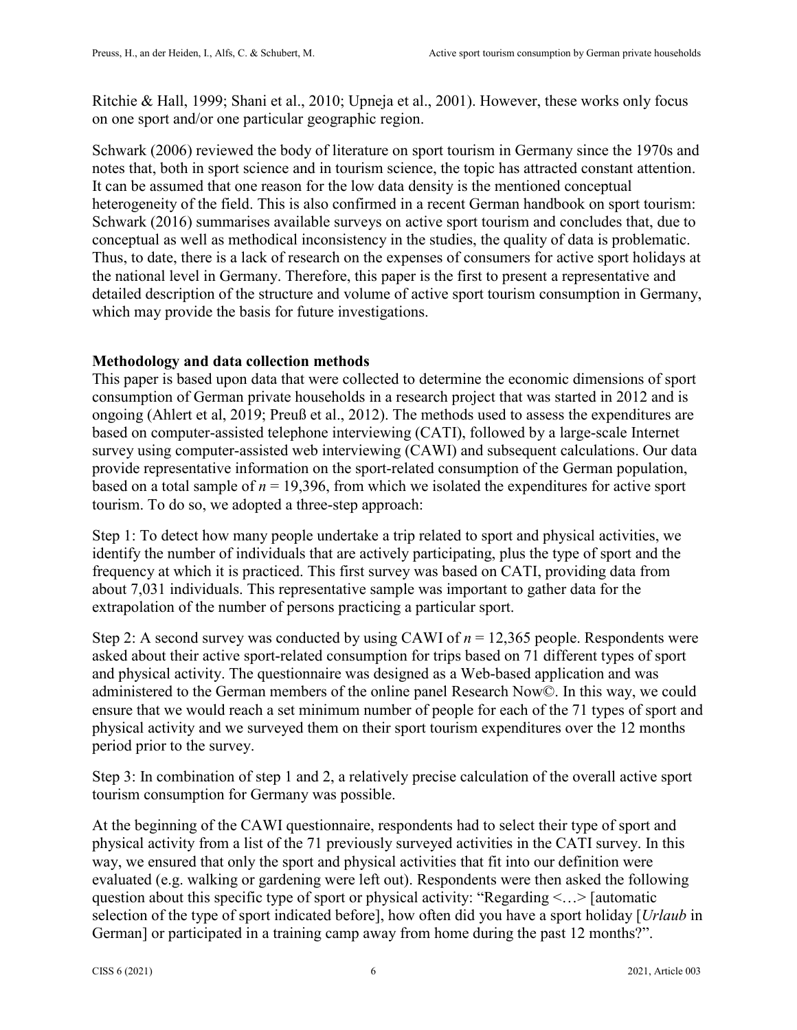Ritchie & Hall, 1999; Shani et al., 2010; Upneja et al., 2001). However, these works only focus on one sport and/or one particular geographic region.

Schwark (2006) reviewed the body of literature on sport tourism in Germany since the 1970s and notes that, both in sport science and in tourism science, the topic has attracted constant attention. It can be assumed that one reason for the low data density is the mentioned conceptual heterogeneity of the field. This is also confirmed in a recent German handbook on sport tourism: Schwark (2016) summarises available surveys on active sport tourism and concludes that, due to conceptual as well as methodical inconsistency in the studies, the quality of data is problematic. Thus, to date, there is a lack of research on the expenses of consumers for active sport holidays at the national level in Germany. Therefore, this paper is the first to present a representative and detailed description of the structure and volume of active sport tourism consumption in Germany, which may provide the basis for future investigations.

**Methodology and data collection methods**

This paper is based upon data that were collected to determine the economic dimensions of sport consumption of German private households in a research project that was started in 2012 and is ongoing (Ahlert et al, 2019; Preuß et al., 2012). The methods used to assess the expenditures are based on computer-assisted telephone interviewing (CATI), followed by a large-scale Internet survey using computer-assisted web interviewing (CAWI) and subsequent calculations. Our data provide representative information on the sport-related consumption of the German population, based on a total sample of $n$ = 19,396, from which we isolated the expenditures for active sport tourism. To do so, we adopted a three-step approach:

Step 1: To detect how many people undertake a trip related to sport and physical activities, we identify the number of individuals that are actively participating, plus the type of sport and the frequency at which it is practiced. This first survey was based on CATI, providing data from about 7,031 individuals. This representative sample was important to gather data for the extrapolation of the number of persons practicing a particular sport.

Step 2: A second survey was conducted by using CAWI of $n$ = 12,365 people. Respondents were asked about their active sport-related consumption for trips based on 71 different types of sport and physical activity. The questionnaire was designed as a Web-based application and was administered to the German members of the online panel Research Now©. In this way, we could ensure that we would reach a set minimum number of people for each of the 71 types of sport and physical activity and we surveyed them on their sport tourism expenditures over the 12 months period prior to the survey.

Step 3: In combination of step 1 and 2, a relatively precise calculation of the overall active sport tourism consumption for Germany was possible.

At the beginning of the CAWI questionnaire, respondents had to select their type of sport and physical activity from a list of the 71 previously surveyed activities in the CATI survey. In this way, we ensured that only the sport and physical activities that fit into our definition were evaluated (e.g. walking or gardening were left out). Respondents were then asked the following question about this specific type of sport or physical activity: "Regarding <…> [automatic selection of the type of sport indicated before], how often did you have a sport holiday [*Urlaub* in German] or participated in a training camp away from home during the past 12 months?".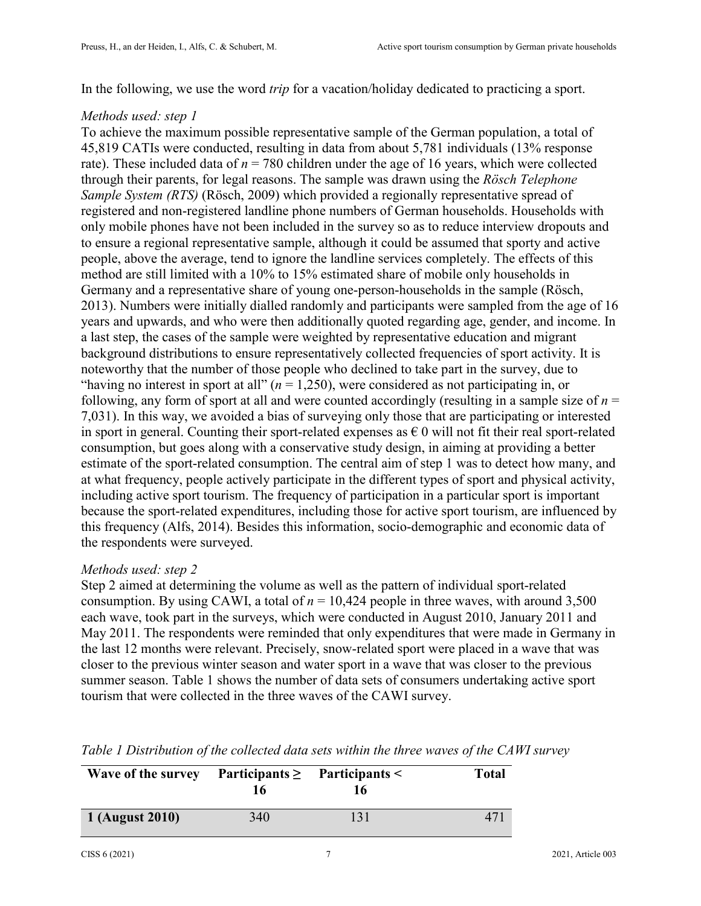In the following, we use the word *trip* for a vacation/holiday dedicated to practicing a sport.

*Methods used: step 1*

To achieve the maximum possible representative sample of the German population, a total of 45,819 CATIs were conducted, resulting in data from about 5,781 individuals (13% response rate). These included data of $n$ = 780 children under the age of 16 years, which were collected through their parents, for legal reasons. The sample was drawn using the *Rösch Telephone Sample System (RTS)* (Rösch, 2009) which provided a regionally representative spread of registered and non-registered landline phone numbers of German households. Households with only mobile phones have not been included in the survey so as to reduce interview dropouts and to ensure a regional representative sample, although it could be assumed that sporty and active people, above the average, tend to ignore the landline services completely. The effects of this method are still limited with a 10% to 15% estimated share of mobile only households in Germany and a representative share of young one-person-households in the sample (Rösch, 2013). Numbers were initially dialled randomly and participants were sampled from the age of 16 years and upwards, and who were then additionally quoted regarding age, gender, and income. In a last step, the cases of the sample were weighted by representative education and migrant background distributions to ensure representatively collected frequencies of sport activity. It is noteworthy that the number of those people who declined to take part in the survey, due to "having no interest in sport at all" ($n$ = 1,250), were considered as not participating in, or following, any form of sport at all and were counted accordingly (resulting in a sample size of $n$ = 7,031). In this way, we avoided a bias of surveying only those that are participating or interested in sport in general. Counting their sport-related expenses as € 0 will not fit their real sport-related consumption, but goes along with a conservative study design, in aiming at providing a better estimate of the sport-related consumption. The central aim of step 1 was to detect how many, and at what frequency, people actively participate in the different types of sport and physical activity, including active sport tourism. The frequency of participation in a particular sport is important because the sport-related expenditures, including those for active sport tourism, are influenced by this frequency (Alfs, 2014). Besides this information, socio-demographic and economic data of the respondents were surveyed.

*Methods used: step 2*

Step 2 aimed at determining the volume as well as the pattern of individual sport-related consumption. By using CAWI, a total of $n$ = 10,424 people in three waves, with around 3,500 each wave, took part in the surveys, which were conducted in August 2010, January 2011 and May 2011. The respondents were reminded that only expenditures that were made in Germany in the last 12 months were relevant. Precisely, snow-related sport were placed in a wave that was closer to the previous winter season and water sport in a wave that was closer to the previous summer season. Table 1 shows the number of data sets of consumers undertaking active sport tourism that were collected in the three waves of the CAWI survey.

*Table 1 Distribution of the collected data sets within the three waves of the CAWI survey*

| Wave of the survey | Participants ≥ 16 | Participants < 16 | Total |
|---|---|---|---|
| **1 (August 2010)** | 340 | 131 | 471 |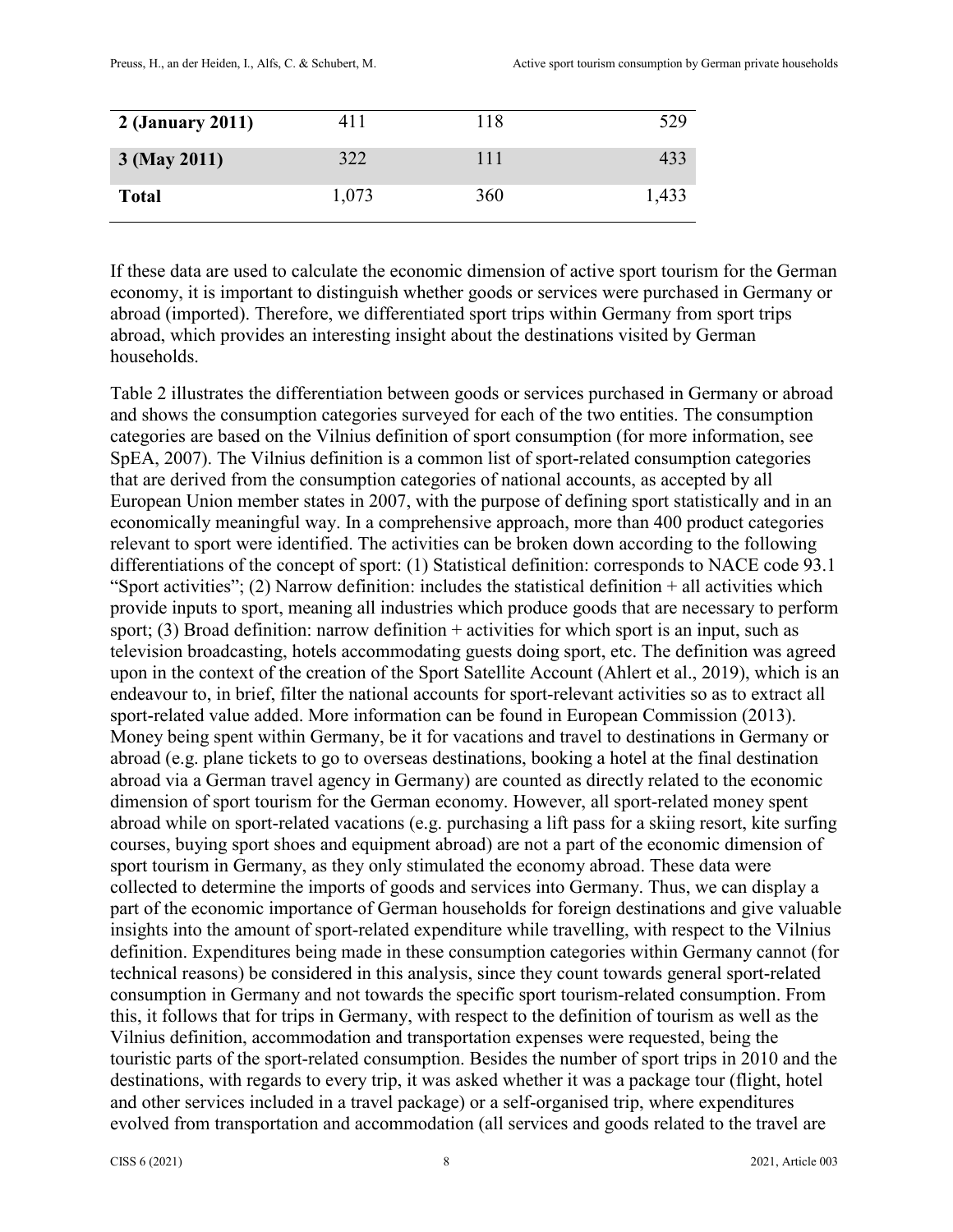| | | | |
|---|---|---|---|
| **2 (January 2011)** | 411 | 118 | 529 |
| **3 (May 2011)** | 322 | 111 | 433 |
| **Total** | 1,073 | 360 | 1,433 |

If these data are used to calculate the economic dimension of active sport tourism for the German economy, it is important to distinguish whether goods or services were purchased in Germany or abroad (imported). Therefore, we differentiated sport trips within Germany from sport trips abroad, which provides an interesting insight about the destinations visited by German households.

Table 2 illustrates the differentiation between goods or services purchased in Germany or abroad and shows the consumption categories surveyed for each of the two entities. The consumption categories are based on the Vilnius definition of sport consumption (for more information, see SpEA, 2007). The Vilnius definition is a common list of sport-related consumption categories that are derived from the consumption categories of national accounts, as accepted by all European Union member states in 2007, with the purpose of defining sport statistically and in an economically meaningful way. In a comprehensive approach, more than 400 product categories relevant to sport were identified. The activities can be broken down according to the following differentiations of the concept of sport: (1) Statistical definition: corresponds to NACE code 93.1 "Sport activities"; (2) Narrow definition: includes the statistical definition + all activities which provide inputs to sport, meaning all industries which produce goods that are necessary to perform sport; (3) Broad definition: narrow definition + activities for which sport is an input, such as television broadcasting, hotels accommodating guests doing sport, etc. The definition was agreed upon in the context of the creation of the Sport Satellite Account (Ahlert et al., 2019), which is an endeavour to, in brief, filter the national accounts for sport-relevant activities so as to extract all sport-related value added. More information can be found in European Commission (2013). Money being spent within Germany, be it for vacations and travel to destinations in Germany or abroad (e.g. plane tickets to go to overseas destinations, booking a hotel at the final destination abroad via a German travel agency in Germany) are counted as directly related to the economic dimension of sport tourism for the German economy. However, all sport-related money spent abroad while on sport-related vacations (e.g. purchasing a lift pass for a skiing resort, kite surfing courses, buying sport shoes and equipment abroad) are not a part of the economic dimension of sport tourism in Germany, as they only stimulated the economy abroad. These data were collected to determine the imports of goods and services into Germany. Thus, we can display a part of the economic importance of German households for foreign destinations and give valuable insights into the amount of sport-related expenditure while travelling, with respect to the Vilnius definition. Expenditures being made in these consumption categories within Germany cannot (for technical reasons) be considered in this analysis, since they count towards general sport-related consumption in Germany and not towards the specific sport tourism-related consumption. From this, it follows that for trips in Germany, with respect to the definition of tourism as well as the Vilnius definition, accommodation and transportation expenses were requested, being the touristic parts of the sport-related consumption. Besides the number of sport trips in 2010 and the destinations, with regards to every trip, it was asked whether it was a package tour (flight, hotel and other services included in a travel package) or a self-organised trip, where expenditures evolved from transportation and accommodation (all services and goods related to the travel are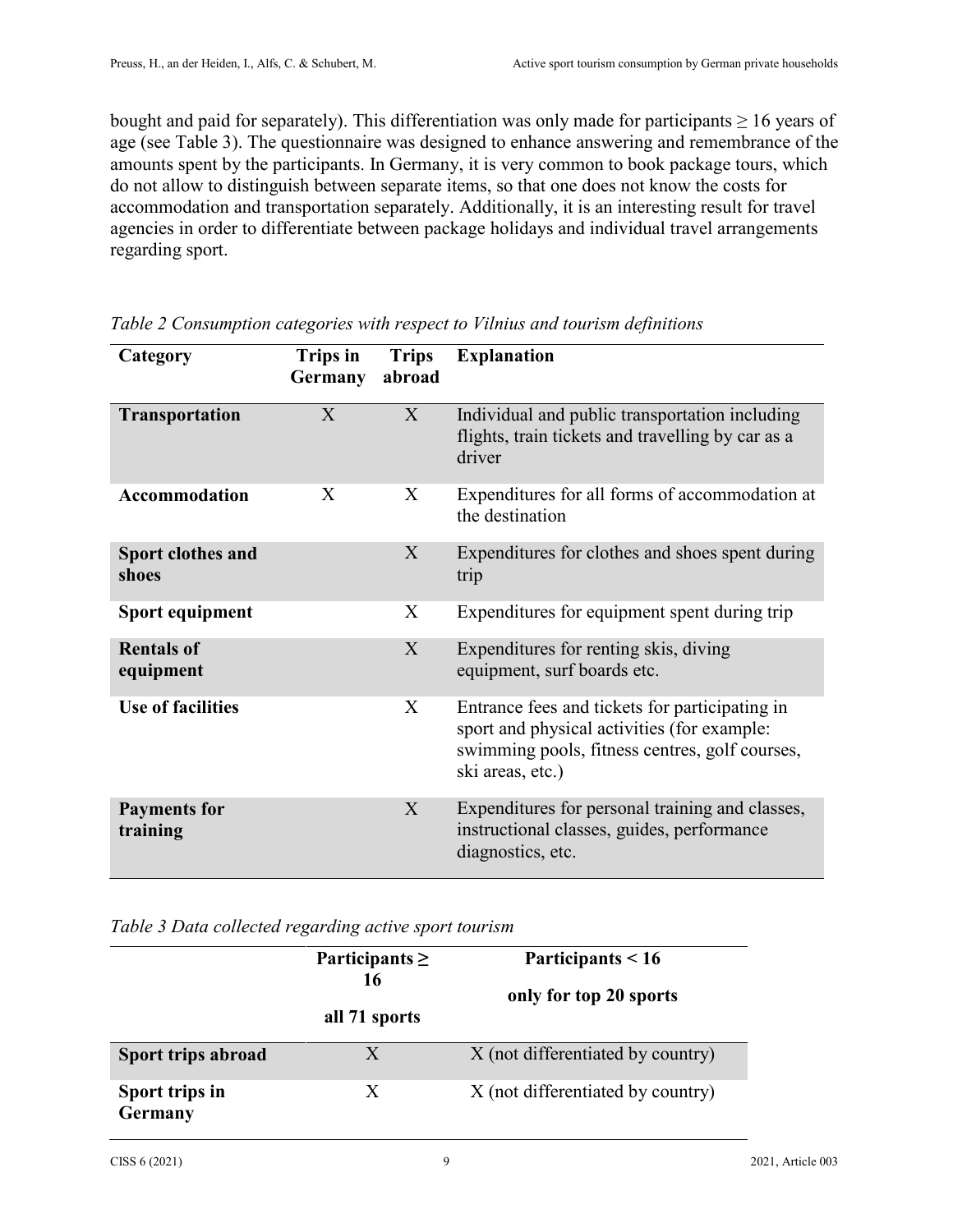bought and paid for separately). This differentiation was only made for participants ≥ 16 years of age (see Table 3). The questionnaire was designed to enhance answering and remembrance of the amounts spent by the participants. In Germany, it is very common to book package tours, which do not allow to distinguish between separate items, so that one does not know the costs for accommodation and transportation separately. Additionally, it is an interesting result for travel agencies in order to differentiate between package holidays and individual travel arrangements regarding sport.

*Table 2 Consumption categories with respect to Vilnius and tourism definitions*

| Category | Trips in Germany | Trips abroad | Explanation |
|---|---|---|---|
| **Transportation** | X | X | Individual and public transportation including flights, train tickets and travelling by car as a driver |
| **Accommodation** | X | X | Expenditures for all forms of accommodation at the destination |
| **Sport clothes and shoes** | | X | Expenditures for clothes and shoes spent during trip |
| **Sport equipment** | | X | Expenditures for equipment spent during trip |
| **Rentals of equipment** | | X | Expenditures for renting skis, diving equipment, surf boards etc. |
| **Use of facilities** | | X | Entrance fees and tickets for participating in sport and physical activities (for example: swimming pools, fitness centres, golf courses, ski areas, etc.) |
| **Payments for training** | | X | Expenditures for personal training and classes, instructional classes, guides, performance diagnostics, etc. |

*Table 3 Data collected regarding active sport tourism*

| | Participants ≥ 16<br>all 71 sports | Participants < 16<br>only for top 20 sports |
|---|---|---|
| **Sport trips abroad** | X | X (not differentiated by country) |
| **Sport trips in Germany** | X | X (not differentiated by country) |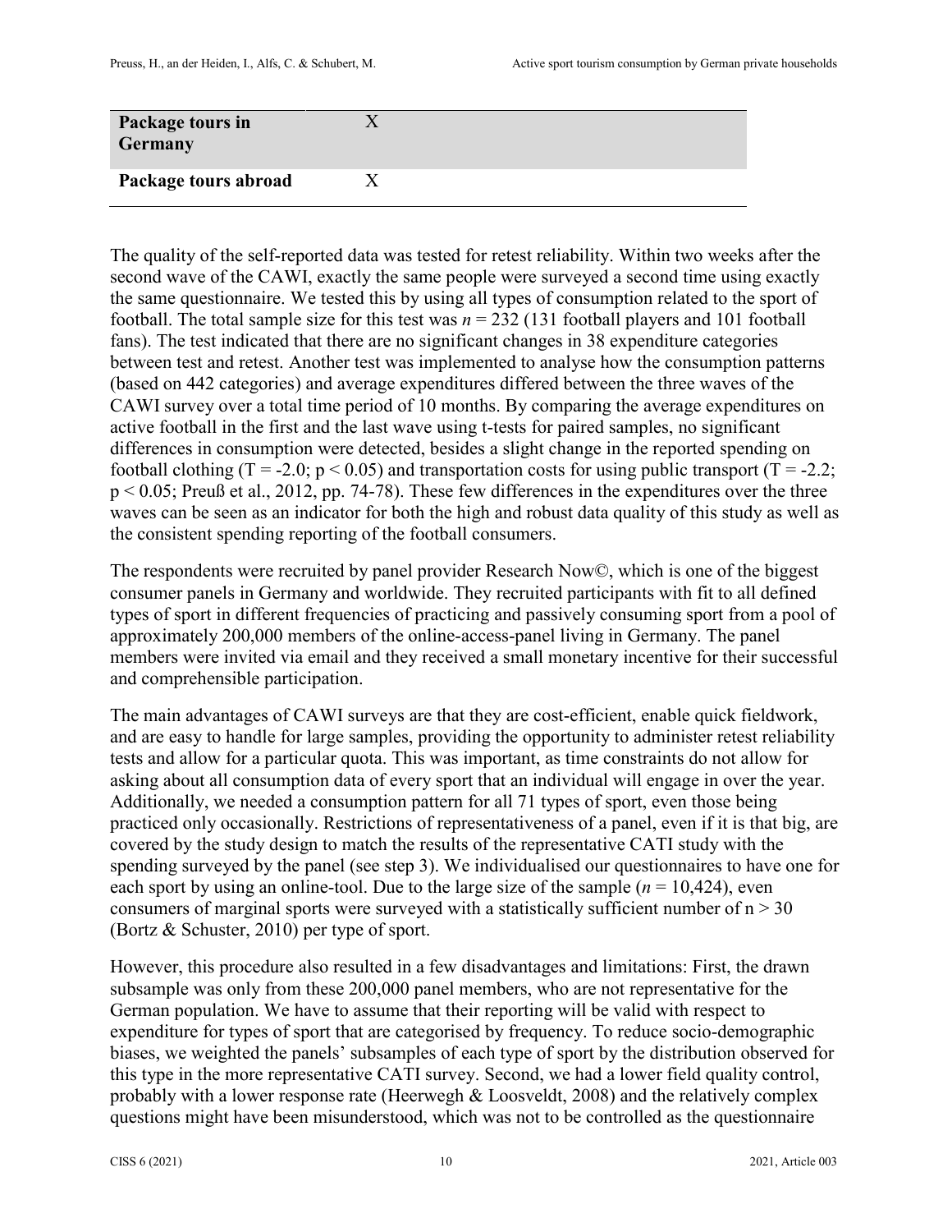| | | |
|---|---|---|
| **Package tours in Germany** | X | |
| **Package tours abroad** | X | |

The quality of the self-reported data was tested for retest reliability. Within two weeks after the second wave of the CAWI, exactly the same people were surveyed a second time using exactly the same questionnaire. We tested this by using all types of consumption related to the sport of football. The total sample size for this test was $n = 232$ (131 football players and 101 football fans). The test indicated that there are no significant changes in 38 expenditure categories between test and retest. Another test was implemented to analyse how the consumption patterns (based on 442 categories) and average expenditures differed between the three waves of the CAWI survey over a total time period of 10 months. By comparing the average expenditures on active football in the first and the last wave using t-tests for paired samples, no significant differences in consumption were detected, besides a slight change in the reported spending on football clothing ($T = -2.0$; $p < 0.05$) and transportation costs for using public transport ($T = -2.2$; $p < 0.05$; Preuß et al., 2012, pp. 74-78). These few differences in the expenditures over the three waves can be seen as an indicator for both the high and robust data quality of this study as well as the consistent spending reporting of the football consumers.

The respondents were recruited by panel provider Research Now©, which is one of the biggest consumer panels in Germany and worldwide. They recruited participants with fit to all defined types of sport in different frequencies of practicing and passively consuming sport from a pool of approximately 200,000 members of the online-access-panel living in Germany. The panel members were invited via email and they received a small monetary incentive for their successful and comprehensible participation.

The main advantages of CAWI surveys are that they are cost-efficient, enable quick fieldwork, and are easy to handle for large samples, providing the opportunity to administer retest reliability tests and allow for a particular quota. This was important, as time constraints do not allow for asking about all consumption data of every sport that an individual will engage in over the year. Additionally, we needed a consumption pattern for all 71 types of sport, even those being practiced only occasionally. Restrictions of representativeness of a panel, even if it is that big, are covered by the study design to match the results of the representative CATI study with the spending surveyed by the panel (see step 3). We individualised our questionnaires to have one for each sport by using an online-tool. Due to the large size of the sample ($n = 10{,}424$), even consumers of marginal sports were surveyed with a statistically sufficient number of $n > 30$ (Bortz & Schuster, 2010) per type of sport.

However, this procedure also resulted in a few disadvantages and limitations: First, the drawn subsample was only from these 200,000 panel members, who are not representative for the German population. We have to assume that their reporting will be valid with respect to expenditure for types of sport that are categorised by frequency. To reduce socio-demographic biases, we weighted the panels' subsamples of each type of sport by the distribution observed for this type in the more representative CATI survey. Second, we had a lower field quality control, probably with a lower response rate (Heerwegh & Loosveldt, 2008) and the relatively complex questions might have been misunderstood, which was not to be controlled as the questionnaire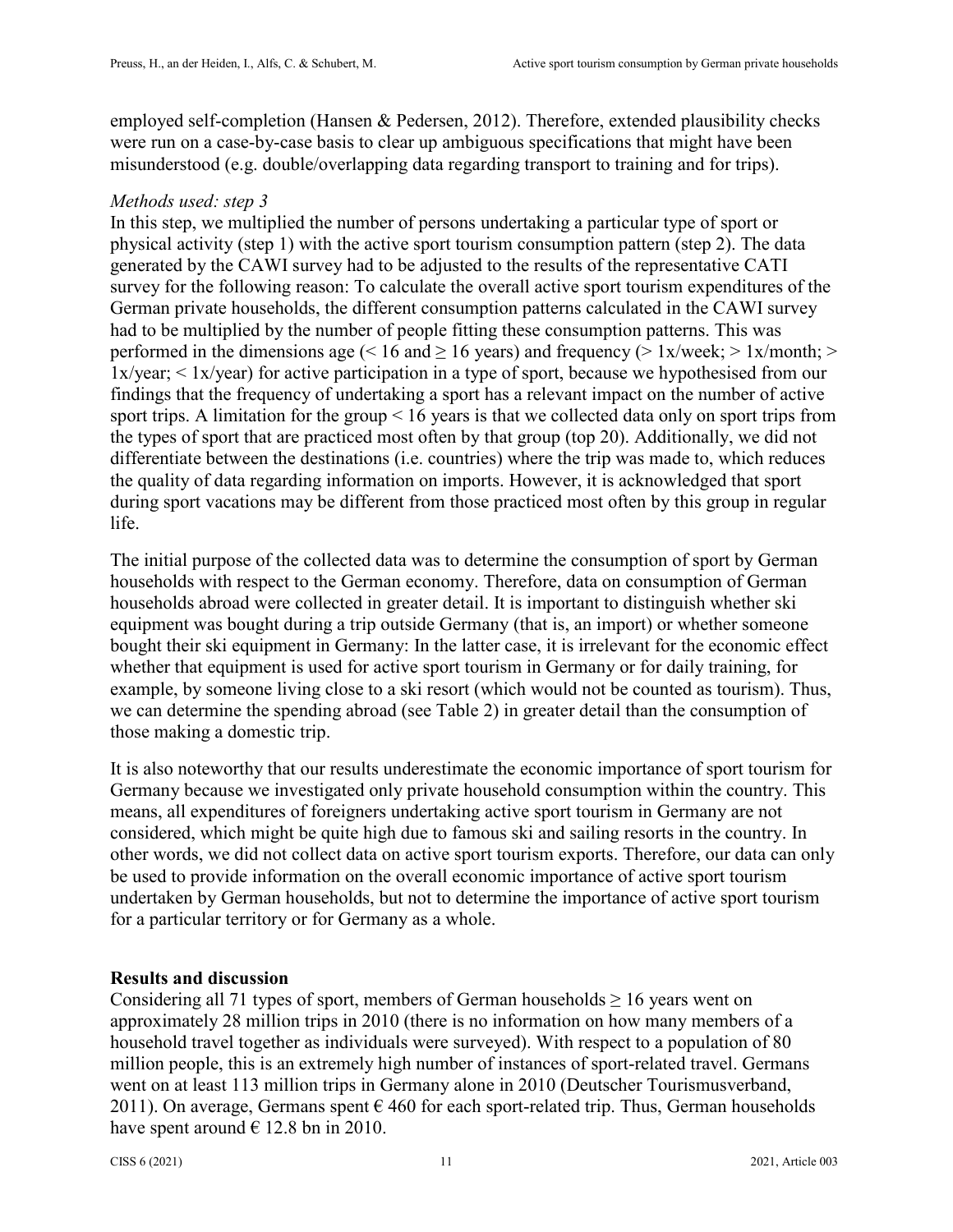employed self-completion (Hansen & Pedersen, 2012). Therefore, extended plausibility checks were run on a case-by-case basis to clear up ambiguous specifications that might have been misunderstood (e.g. double/overlapping data regarding transport to training and for trips).

*Methods used: step 3*

In this step, we multiplied the number of persons undertaking a particular type of sport or physical activity (step 1) with the active sport tourism consumption pattern (step 2). The data generated by the CAWI survey had to be adjusted to the results of the representative CATI survey for the following reason: To calculate the overall active sport tourism expenditures of the German private households, the different consumption patterns calculated in the CAWI survey had to be multiplied by the number of people fitting these consumption patterns. This was performed in the dimensions age (< 16 and ≥ 16 years) and frequency (> 1x/week; > 1x/month; > 1x/year; < 1x/year) for active participation in a type of sport, because we hypothesised from our findings that the frequency of undertaking a sport has a relevant impact on the number of active sport trips. A limitation for the group < 16 years is that we collected data only on sport trips from the types of sport that are practiced most often by that group (top 20). Additionally, we did not differentiate between the destinations (i.e. countries) where the trip was made to, which reduces the quality of data regarding information on imports. However, it is acknowledged that sport during sport vacations may be different from those practiced most often by this group in regular life.

The initial purpose of the collected data was to determine the consumption of sport by German households with respect to the German economy. Therefore, data on consumption of German households abroad were collected in greater detail. It is important to distinguish whether ski equipment was bought during a trip outside Germany (that is, an import) or whether someone bought their ski equipment in Germany: In the latter case, it is irrelevant for the economic effect whether that equipment is used for active sport tourism in Germany or for daily training, for example, by someone living close to a ski resort (which would not be counted as tourism). Thus, we can determine the spending abroad (see Table 2) in greater detail than the consumption of those making a domestic trip.

It is also noteworthy that our results underestimate the economic importance of sport tourism for Germany because we investigated only private household consumption within the country. This means, all expenditures of foreigners undertaking active sport tourism in Germany are not considered, which might be quite high due to famous ski and sailing resorts in the country. In other words, we did not collect data on active sport tourism exports. Therefore, our data can only be used to provide information on the overall economic importance of active sport tourism undertaken by German households, but not to determine the importance of active sport tourism for a particular territory or for Germany as a whole.

## Results and discussion

Considering all 71 types of sport, members of German households ≥ 16 years went on approximately 28 million trips in 2010 (there is no information on how many members of a household travel together as individuals were surveyed). With respect to a population of 80 million people, this is an extremely high number of instances of sport-related travel. Germans went on at least 113 million trips in Germany alone in 2010 (Deutscher Tourismusverband, 2011). On average, Germans spent € 460 for each sport-related trip. Thus, German households have spent around € 12.8 bn in 2010.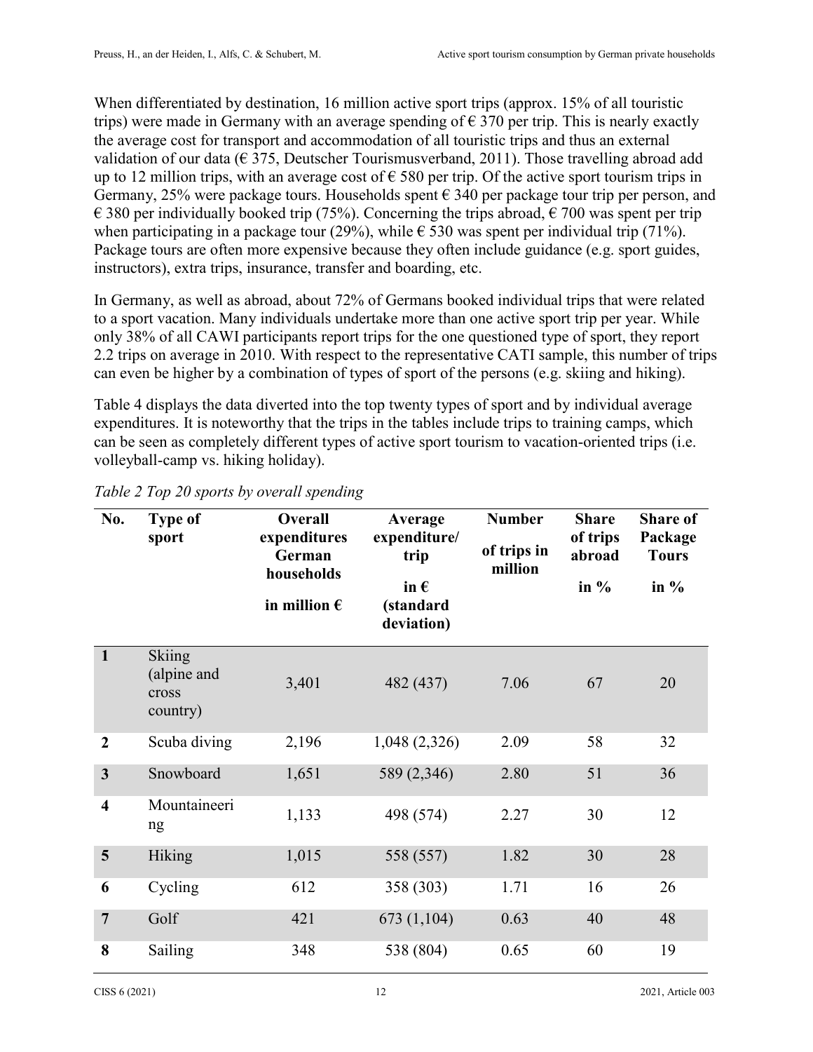When differentiated by destination, 16 million active sport trips (approx. 15% of all touristic trips) were made in Germany with an average spending of € 370 per trip. This is nearly exactly the average cost for transport and accommodation of all touristic trips and thus an external validation of our data (€ 375, Deutscher Tourismusverband, 2011). Those travelling abroad add up to 12 million trips, with an average cost of € 580 per trip. Of the active sport tourism trips in Germany, 25% were package tours. Households spent € 340 per package tour trip per person, and € 380 per individually booked trip (75%). Concerning the trips abroad, € 700 was spent per trip when participating in a package tour (29%), while € 530 was spent per individual trip (71%). Package tours are often more expensive because they often include guidance (e.g. sport guides, instructors), extra trips, insurance, transfer and boarding, etc.

In Germany, as well as abroad, about 72% of Germans booked individual trips that were related to a sport vacation. Many individuals undertake more than one active sport trip per year. While only 38% of all CAWI participants report trips for the one questioned type of sport, they report 2.2 trips on average in 2010. With respect to the representative CATI sample, this number of trips can even be higher by a combination of types of sport of the persons (e.g. skiing and hiking).

Table 4 displays the data diverted into the top twenty types of sport and by individual average expenditures. It is noteworthy that the trips in the tables include trips to training camps, which can be seen as completely different types of active sport tourism to vacation-oriented trips (i.e. volleyball-camp vs. hiking holiday).

*Table 2 Top 20 sports by overall spending*

| No. | Type of sport | Overall expenditures German households in million € | Average expenditure/ trip in € (standard deviation) | Number of trips in million | Share of trips abroad in % | Share of Package Tours in % |
|---|---|---|---|---|---|---|
| 1 | Skiing (alpine and cross country) | 3,401 | 482 (437) | 7.06 | 67 | 20 |
| 2 | Scuba diving | 2,196 | 1,048 (2,326) | 2.09 | 58 | 32 |
| 3 | Snowboard | 1,651 | 589 (2,346) | 2.80 | 51 | 36 |
| 4 | Mountaineering | 1,133 | 498 (574) | 2.27 | 30 | 12 |
| 5 | Hiking | 1,015 | 558 (557) | 1.82 | 30 | 28 |
| 6 | Cycling | 612 | 358 (303) | 1.71 | 16 | 26 |
| 7 | Golf | 421 | 673 (1,104) | 0.63 | 40 | 48 |
| 8 | Sailing | 348 | 538 (804) | 0.65 | 60 | 19 |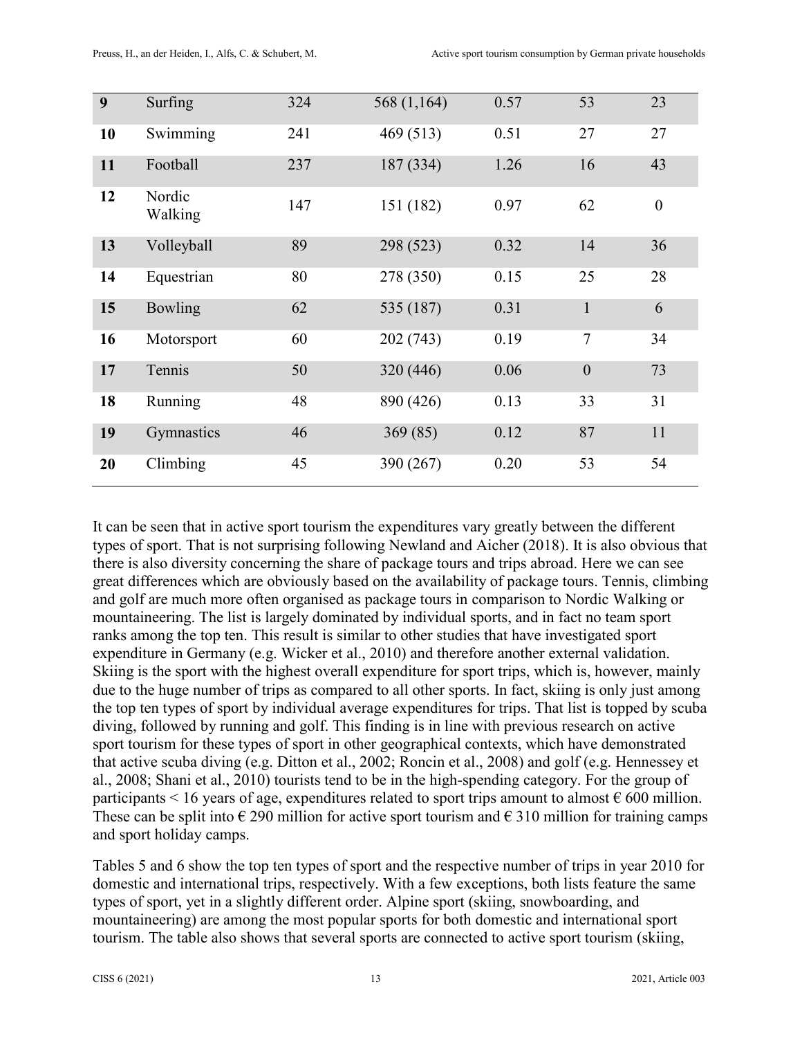| | | | | | | |
|---|---|---|---|---|---|---|
| **9** | Surfing | 324 | 568 (1,164) | 0.57 | 53 | 23 |
| **10** | Swimming | 241 | 469 (513) | 0.51 | 27 | 27 |
| **11** | Football | 237 | 187 (334) | 1.26 | 16 | 43 |
| **12** | Nordic Walking | 147 | 151 (182) | 0.97 | 62 | 0 |
| **13** | Volleyball | 89 | 298 (523) | 0.32 | 14 | 36 |
| **14** | Equestrian | 80 | 278 (350) | 0.15 | 25 | 28 |
| **15** | Bowling | 62 | 535 (187) | 0.31 | 1 | 6 |
| **16** | Motorsport | 60 | 202 (743) | 0.19 | 7 | 34 |
| **17** | Tennis | 50 | 320 (446) | 0.06 | 0 | 73 |
| **18** | Running | 48 | 890 (426) | 0.13 | 33 | 31 |
| **19** | Gymnastics | 46 | 369 (85) | 0.12 | 87 | 11 |
| **20** | Climbing | 45 | 390 (267) | 0.20 | 53 | 54 |

It can be seen that in active sport tourism the expenditures vary greatly between the different types of sport. That is not surprising following Newland and Aicher (2018). It is also obvious that there is also diversity concerning the share of package tours and trips abroad. Here we can see great differences which are obviously based on the availability of package tours. Tennis, climbing and golf are much more often organised as package tours in comparison to Nordic Walking or mountaineering. The list is largely dominated by individual sports, and in fact no team sport ranks among the top ten. This result is similar to other studies that have investigated sport expenditure in Germany (e.g. Wicker et al., 2010) and therefore another external validation. Skiing is the sport with the highest overall expenditure for sport trips, which is, however, mainly due to the huge number of trips as compared to all other sports. In fact, skiing is only just among the top ten types of sport by individual average expenditures for trips. That list is topped by scuba diving, followed by running and golf. This finding is in line with previous research on active sport tourism for these types of sport in other geographical contexts, which have demonstrated that active scuba diving (e.g. Ditton et al., 2002; Roncin et al., 2008) and golf (e.g. Hennessey et al., 2008; Shani et al., 2010) tourists tend to be in the high-spending category. For the group of participants < 16 years of age, expenditures related to sport trips amount to almost € 600 million. These can be split into € 290 million for active sport tourism and € 310 million for training camps and sport holiday camps.

Tables 5 and 6 show the top ten types of sport and the respective number of trips in year 2010 for domestic and international trips, respectively. With a few exceptions, both lists feature the same types of sport, yet in a slightly different order. Alpine sport (skiing, snowboarding, and mountaineering) are among the most popular sports for both domestic and international sport tourism. The table also shows that several sports are connected to active sport tourism (skiing,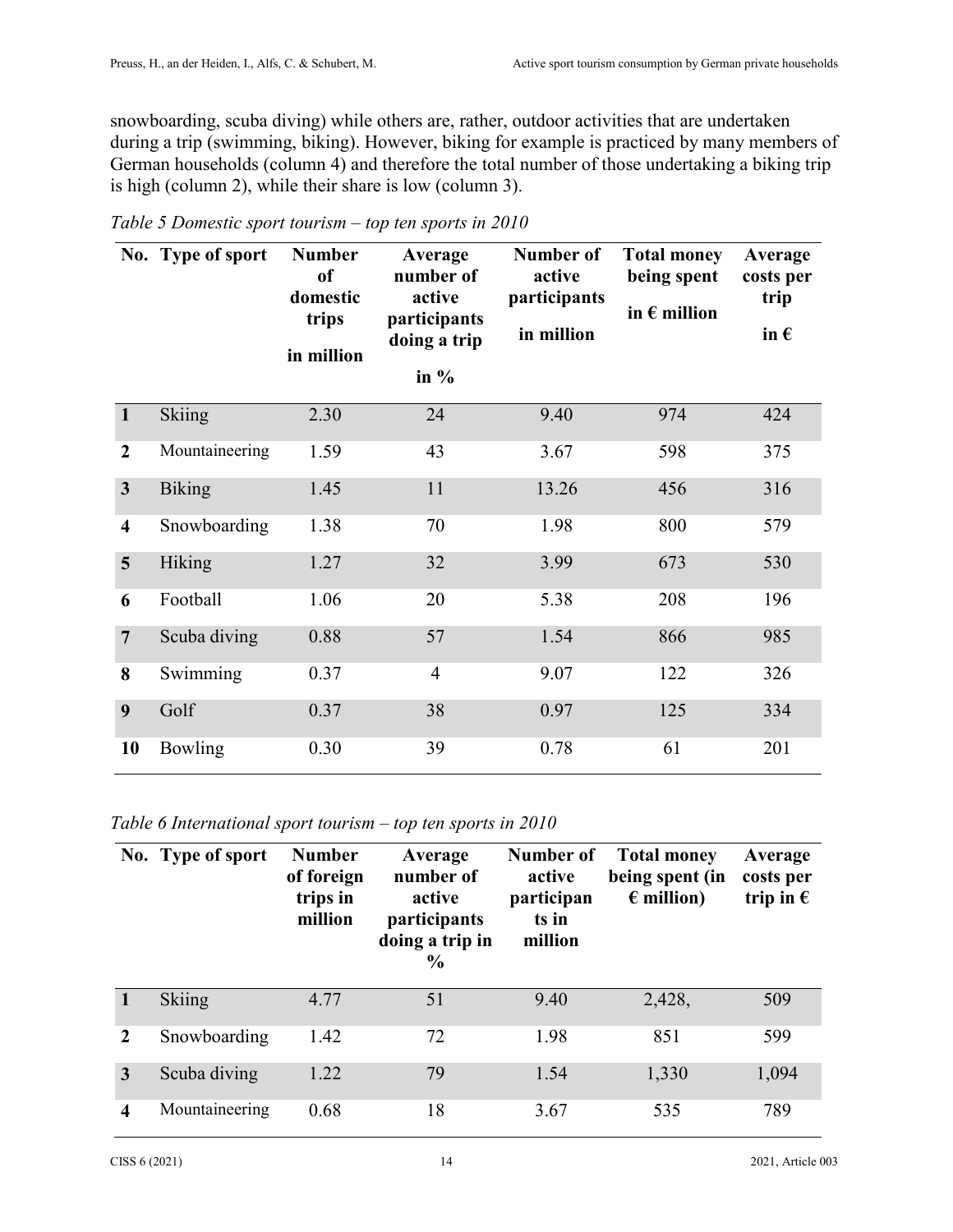snowboarding, scuba diving) while others are, rather, outdoor activities that are undertaken during a trip (swimming, biking). However, biking for example is practiced by many members of German households (column 4) and therefore the total number of those undertaking a biking trip is high (column 2), while their share is low (column 3).

*Table 5 Domestic sport tourism – top ten sports in 2010*

| No. | Type of sport | Number of domestic trips in million | Average number of active participants doing a trip in % | Number of active participants in million | Total money being spent in € million | Average costs per trip in € |
|---|---|---|---|---|---|---|
| 1 | Skiing | 2.30 | 24 | 9.40 | 974 | 424 |
| 2 | Mountaineering | 1.59 | 43 | 3.67 | 598 | 375 |
| 3 | Biking | 1.45 | 11 | 13.26 | 456 | 316 |
| 4 | Snowboarding | 1.38 | 70 | 1.98 | 800 | 579 |
| 5 | Hiking | 1.27 | 32 | 3.99 | 673 | 530 |
| 6 | Football | 1.06 | 20 | 5.38 | 208 | 196 |
| 7 | Scuba diving | 0.88 | 57 | 1.54 | 866 | 985 |
| 8 | Swimming | 0.37 | 4 | 9.07 | 122 | 326 |
| 9 | Golf | 0.37 | 38 | 0.97 | 125 | 334 |
| 10 | Bowling | 0.30 | 39 | 0.78 | 61 | 201 |

*Table 6 International sport tourism – top ten sports in 2010*

| No. | Type of sport | Number of foreign trips in million | Average number of active participants doing a trip in % | Number of active participants in million | Total money being spent (in € million) | Average costs per trip in € |
|---|---|---|---|---|---|---|
| 1 | Skiing | 4.77 | 51 | 9.40 | 2,428, | 509 |
| 2 | Snowboarding | 1.42 | 72 | 1.98 | 851 | 599 |
| 3 | Scuba diving | 1.22 | 79 | 1.54 | 1,330 | 1,094 |
| 4 | Mountaineering | 0.68 | 18 | 3.67 | 535 | 789 |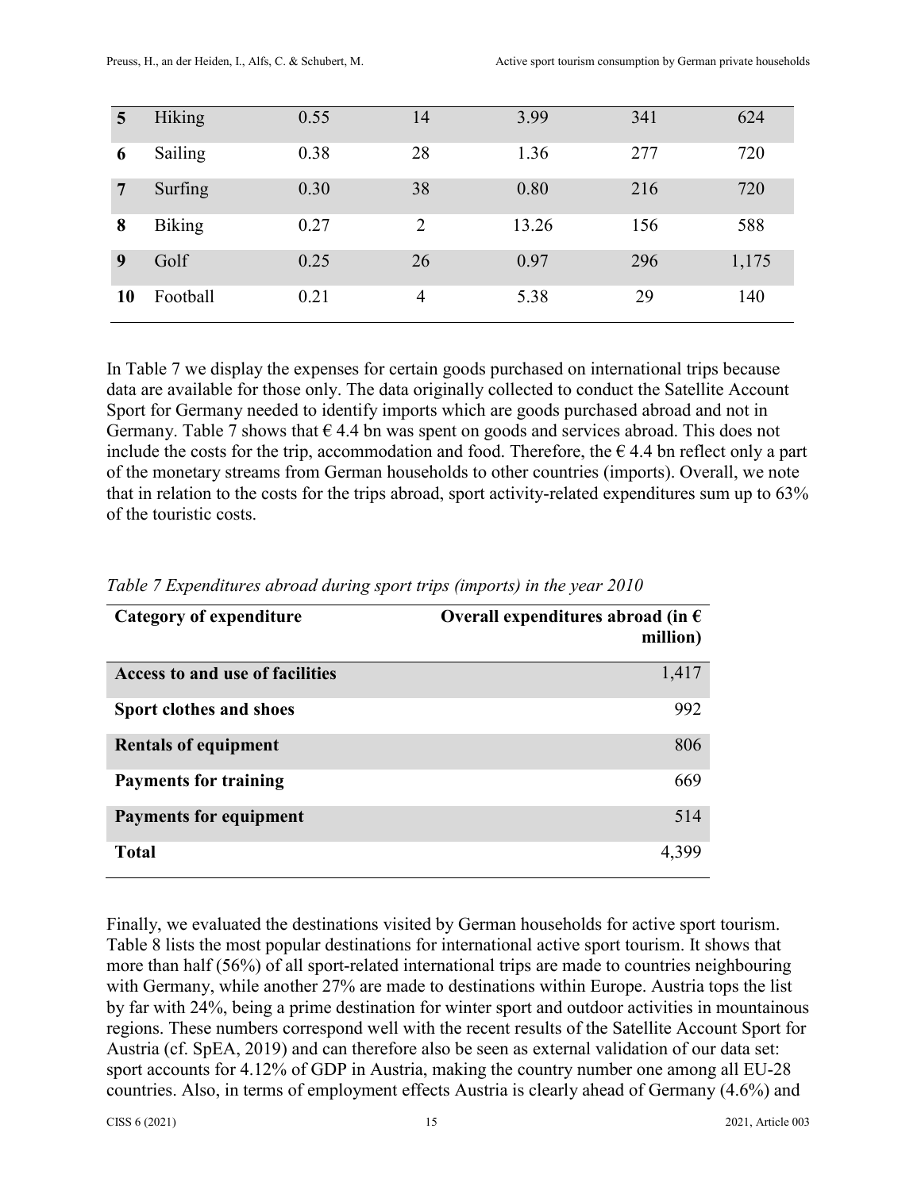| 5 | Hiking | 0.55 | 14 | 3.99 | 341 | 624 |
|---|---|---|---|---|---|---|
| 6 | Sailing | 0.38 | 28 | 1.36 | 277 | 720 |
| 7 | Surfing | 0.30 | 38 | 0.80 | 216 | 720 |
| 8 | Biking | 0.27 | 2 | 13.26 | 156 | 588 |
| 9 | Golf | 0.25 | 26 | 0.97 | 296 | 1,175 |
| 10 | Football | 0.21 | 4 | 5.38 | 29 | 140 |

In Table 7 we display the expenses for certain goods purchased on international trips because data are available for those only. The data originally collected to conduct the Satellite Account Sport for Germany needed to identify imports which are goods purchased abroad and not in Germany. Table 7 shows that € 4.4 bn was spent on goods and services abroad. This does not include the costs for the trip, accommodation and food. Therefore, the € 4.4 bn reflect only a part of the monetary streams from German households to other countries (imports). Overall, we note that in relation to the costs for the trips abroad, sport activity-related expenditures sum up to 63% of the touristic costs.

*Table 7 Expenditures abroad during sport trips (imports) in the year 2010*

| Category of expenditure | Overall expenditures abroad (in € million) |
|---|---:|
| **Access to and use of facilities** | 1,417 |
| **Sport clothes and shoes** | 992 |
| **Rentals of equipment** | 806 |
| **Payments for training** | 669 |
| **Payments for equipment** | 514 |
| **Total** | 4,399 |

Finally, we evaluated the destinations visited by German households for active sport tourism. Table 8 lists the most popular destinations for international active sport tourism. It shows that more than half (56%) of all sport-related international trips are made to countries neighbouring with Germany, while another 27% are made to destinations within Europe. Austria tops the list by far with 24%, being a prime destination for winter sport and outdoor activities in mountainous regions. These numbers correspond well with the recent results of the Satellite Account Sport for Austria (cf. SpEA, 2019) and can therefore also be seen as external validation of our data set: sport accounts for 4.12% of GDP in Austria, making the country number one among all EU-28 countries. Also, in terms of employment effects Austria is clearly ahead of Germany (4.6%) and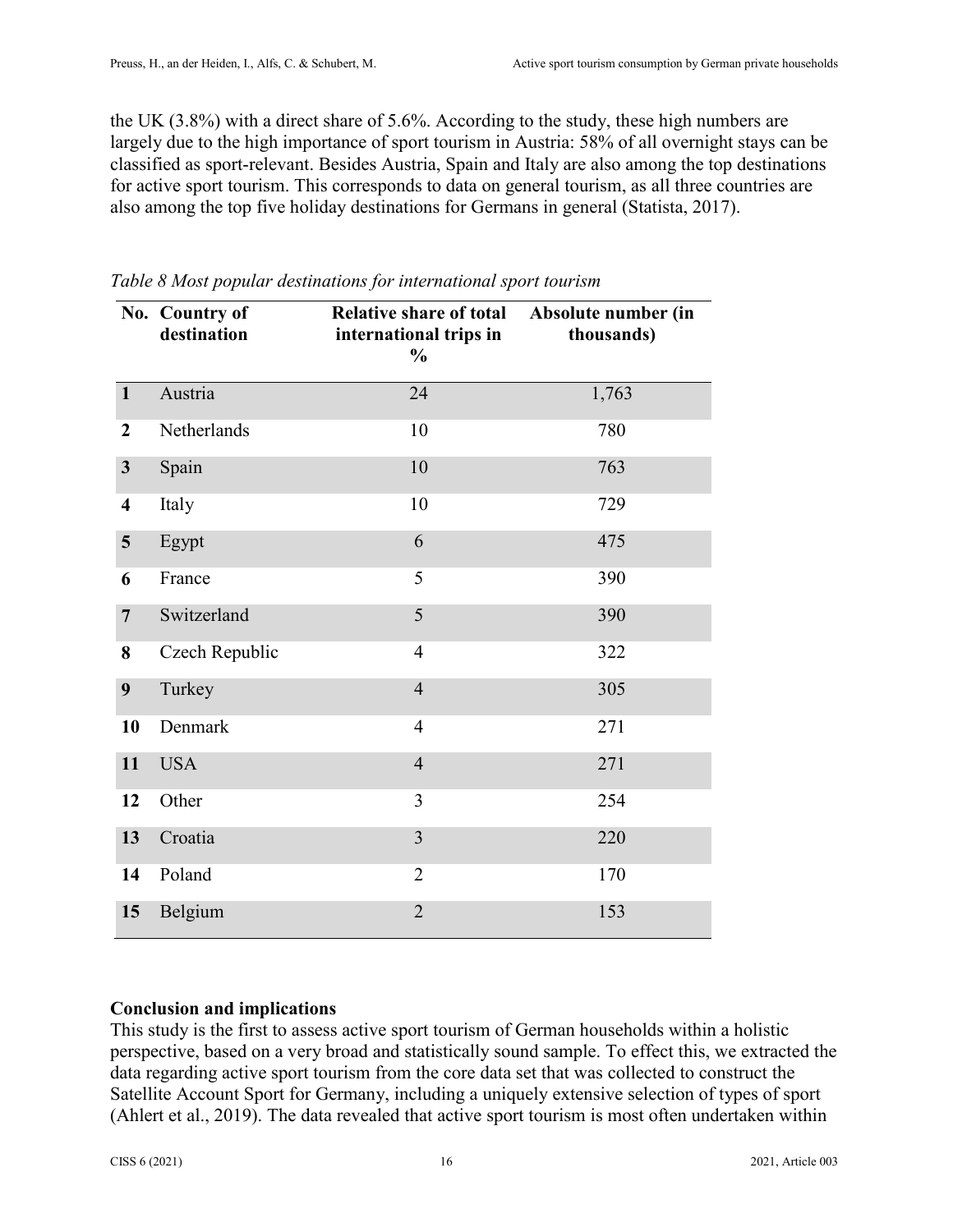the UK (3.8%) with a direct share of 5.6%. According to the study, these high numbers are largely due to the high importance of sport tourism in Austria: 58% of all overnight stays can be classified as sport-relevant. Besides Austria, Spain and Italy are also among the top destinations for active sport tourism. This corresponds to data on general tourism, as all three countries are also among the top five holiday destinations for Germans in general (Statista, 2017).

*Table 8 Most popular destinations for international sport tourism*

| No. | Country of destination | Relative share of total international trips in % | Absolute number (in thousands) |
|---|---|---|---|
| **1** | Austria | 24 | 1,763 |
| **2** | Netherlands | 10 | 780 |
| **3** | Spain | 10 | 763 |
| **4** | Italy | 10 | 729 |
| **5** | Egypt | 6 | 475 |
| **6** | France | 5 | 390 |
| **7** | Switzerland | 5 | 390 |
| **8** | Czech Republic | 4 | 322 |
| **9** | Turkey | 4 | 305 |
| **10** | Denmark | 4 | 271 |
| **11** | USA | 4 | 271 |
| **12** | Other | 3 | 254 |
| **13** | Croatia | 3 | 220 |
| **14** | Poland | 2 | 170 |
| **15** | Belgium | 2 | 153 |

## Conclusion and implications

This study is the first to assess active sport tourism of German households within a holistic perspective, based on a very broad and statistically sound sample. To effect this, we extracted the data regarding active sport tourism from the core data set that was collected to construct the Satellite Account Sport for Germany, including a uniquely extensive selection of types of sport (Ahlert et al., 2019). The data revealed that active sport tourism is most often undertaken within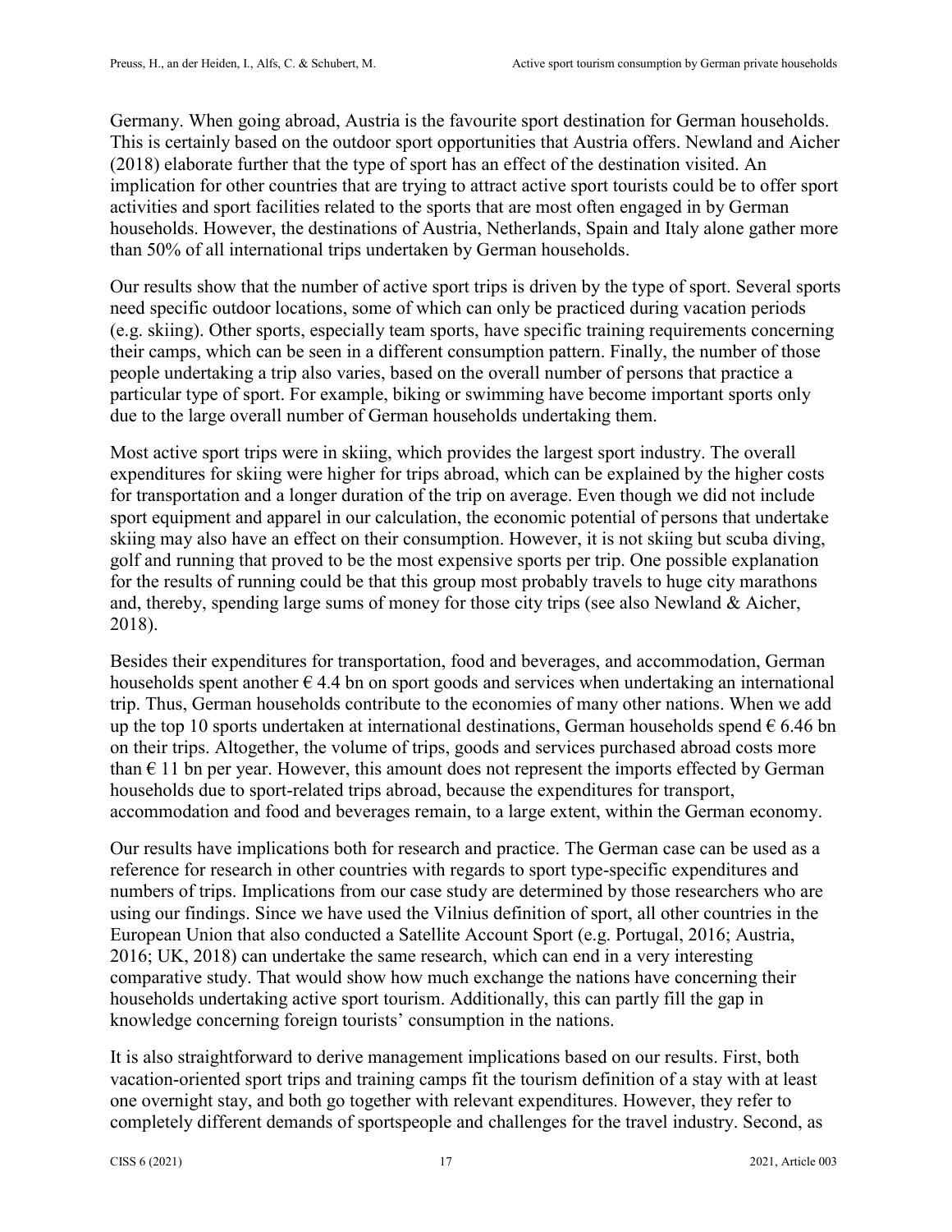Germany. When going abroad, Austria is the favourite sport destination for German households. This is certainly based on the outdoor sport opportunities that Austria offers. Newland and Aicher (2018) elaborate further that the type of sport has an effect of the destination visited. An implication for other countries that are trying to attract active sport tourists could be to offer sport activities and sport facilities related to the sports that are most often engaged in by German households. However, the destinations of Austria, Netherlands, Spain and Italy alone gather more than 50% of all international trips undertaken by German households.

Our results show that the number of active sport trips is driven by the type of sport. Several sports need specific outdoor locations, some of which can only be practiced during vacation periods (e.g. skiing). Other sports, especially team sports, have specific training requirements concerning their camps, which can be seen in a different consumption pattern. Finally, the number of those people undertaking a trip also varies, based on the overall number of persons that practice a particular type of sport. For example, biking or swimming have become important sports only due to the large overall number of German households undertaking them.

Most active sport trips were in skiing, which provides the largest sport industry. The overall expenditures for skiing were higher for trips abroad, which can be explained by the higher costs for transportation and a longer duration of the trip on average. Even though we did not include sport equipment and apparel in our calculation, the economic potential of persons that undertake skiing may also have an effect on their consumption. However, it is not skiing but scuba diving, golf and running that proved to be the most expensive sports per trip. One possible explanation for the results of running could be that this group most probably travels to huge city marathons and, thereby, spending large sums of money for those city trips (see also Newland & Aicher, 2018).

Besides their expenditures for transportation, food and beverages, and accommodation, German households spent another € 4.4 bn on sport goods and services when undertaking an international trip. Thus, German households contribute to the economies of many other nations. When we add up the top 10 sports undertaken at international destinations, German households spend € 6.46 bn on their trips. Altogether, the volume of trips, goods and services purchased abroad costs more than € 11 bn per year. However, this amount does not represent the imports effected by German households due to sport-related trips abroad, because the expenditures for transport, accommodation and food and beverages remain, to a large extent, within the German economy.

Our results have implications both for research and practice. The German case can be used as a reference for research in other countries with regards to sport type-specific expenditures and numbers of trips. Implications from our case study are determined by those researchers who are using our findings. Since we have used the Vilnius definition of sport, all other countries in the European Union that also conducted a Satellite Account Sport (e.g. Portugal, 2016; Austria, 2016; UK, 2018) can undertake the same research, which can end in a very interesting comparative study. That would show how much exchange the nations have concerning their households undertaking active sport tourism. Additionally, this can partly fill the gap in knowledge concerning foreign tourists' consumption in the nations.

It is also straightforward to derive management implications based on our results. First, both vacation-oriented sport trips and training camps fit the tourism definition of a stay with at least one overnight stay, and both go together with relevant expenditures. However, they refer to completely different demands of sportspeople and challenges for the travel industry. Second, as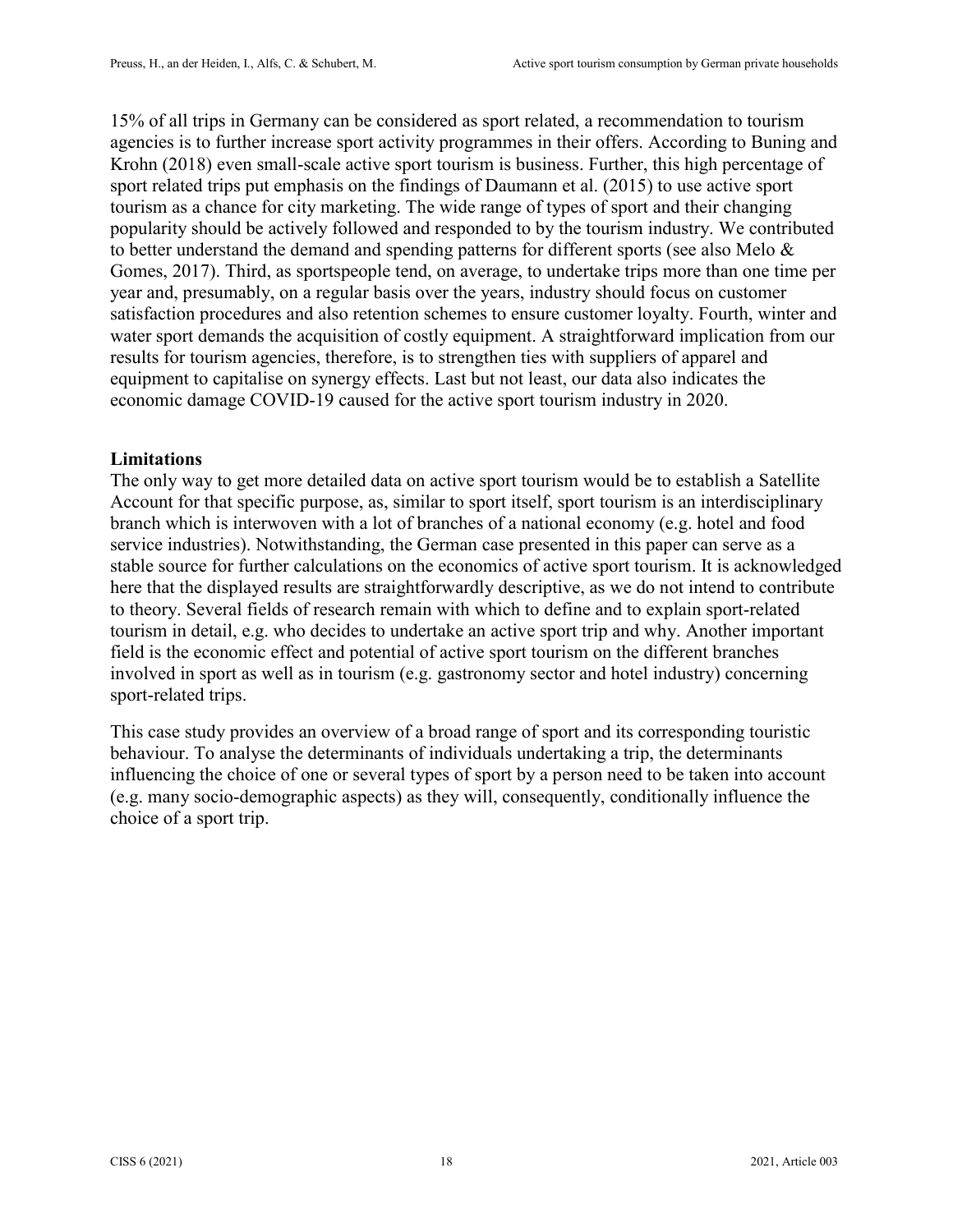15% of all trips in Germany can be considered as sport related, a recommendation to tourism agencies is to further increase sport activity programmes in their offers. According to Buning and Krohn (2018) even small-scale active sport tourism is business. Further, this high percentage of sport related trips put emphasis on the findings of Daumann et al. (2015) to use active sport tourism as a chance for city marketing. The wide range of types of sport and their changing popularity should be actively followed and responded to by the tourism industry. We contributed to better understand the demand and spending patterns for different sports (see also Melo & Gomes, 2017). Third, as sportspeople tend, on average, to undertake trips more than one time per year and, presumably, on a regular basis over the years, industry should focus on customer satisfaction procedures and also retention schemes to ensure customer loyalty. Fourth, winter and water sport demands the acquisition of costly equipment. A straightforward implication from our results for tourism agencies, therefore, is to strengthen ties with suppliers of apparel and equipment to capitalise on synergy effects. Last but not least, our data also indicates the economic damage COVID-19 caused for the active sport tourism industry in 2020.

**Limitations**

The only way to get more detailed data on active sport tourism would be to establish a Satellite Account for that specific purpose, as, similar to sport itself, sport tourism is an interdisciplinary branch which is interwoven with a lot of branches of a national economy (e.g. hotel and food service industries). Notwithstanding, the German case presented in this paper can serve as a stable source for further calculations on the economics of active sport tourism. It is acknowledged here that the displayed results are straightforwardly descriptive, as we do not intend to contribute to theory. Several fields of research remain with which to define and to explain sport-related tourism in detail, e.g. who decides to undertake an active sport trip and why. Another important field is the economic effect and potential of active sport tourism on the different branches involved in sport as well as in tourism (e.g. gastronomy sector and hotel industry) concerning sport-related trips.

This case study provides an overview of a broad range of sport and its corresponding touristic behaviour. To analyse the determinants of individuals undertaking a trip, the determinants influencing the choice of one or several types of sport by a person need to be taken into account (e.g. many socio-demographic aspects) as they will, consequently, conditionally influence the choice of a sport trip.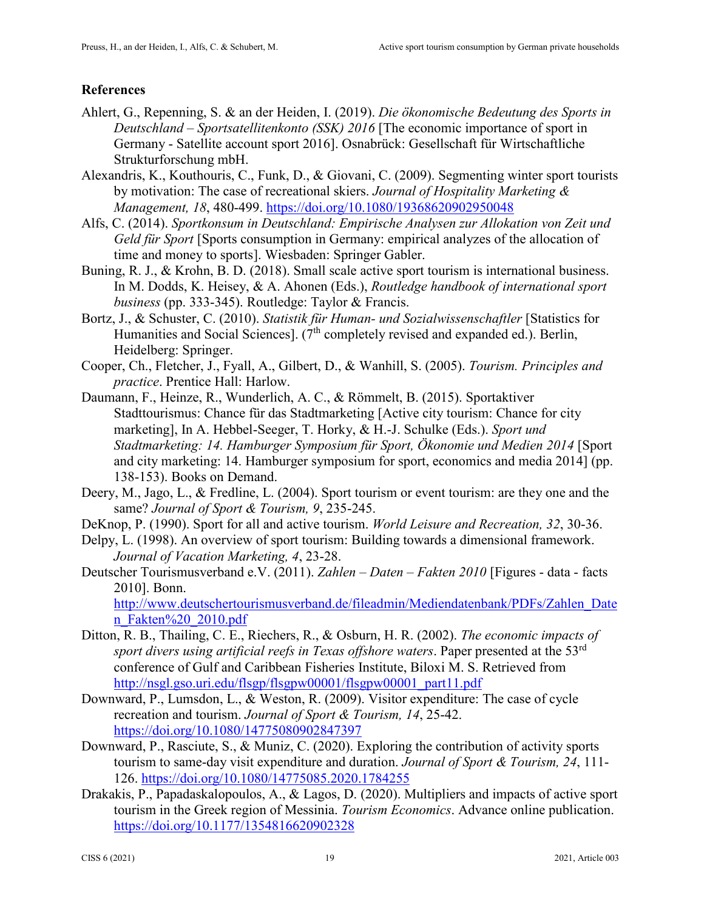## References

Ahlert, G., Repenning, S. & an der Heiden, I. (2019). *Die ökonomische Bedeutung des Sports in Deutschland – Sportsatellitenkonto (SSK) 2016* [The economic importance of sport in Germany - Satellite account sport 2016]. Osnabrück: Gesellschaft für Wirtschaftliche Strukturforschung mbH.

Alexandris, K., Kouthouris, C., Funk, D., & Giovani, C. (2009). Segmenting winter sport tourists by motivation: The case of recreational skiers. *Journal of Hospitality Marketing & Management, 18*, 480-499. https://doi.org/10.1080/19368620902950048

Alfs, C. (2014). *Sportkonsum in Deutschland: Empirische Analysen zur Allokation von Zeit und Geld für Sport* [Sports consumption in Germany: empirical analyzes of the allocation of time and money to sports]. Wiesbaden: Springer Gabler.

Buning, R. J., & Krohn, B. D. (2018). Small scale active sport tourism is international business. In M. Dodds, K. Heisey, & A. Ahonen (Eds.), *Routledge handbook of international sport business* (pp. 333-345). Routledge: Taylor & Francis.

Bortz, J., & Schuster, C. (2010). *Statistik für Human- und Sozialwissenschaftler* [Statistics for Humanities and Social Sciences]. (7th completely revised and expanded ed.). Berlin, Heidelberg: Springer.

Cooper, Ch., Fletcher, J., Fyall, A., Gilbert, D., & Wanhill, S. (2005). *Tourism. Principles and practice*. Prentice Hall: Harlow.

Daumann, F., Heinze, R., Wunderlich, A. C., & Römmelt, B. (2015). Sportaktiver Stadttourismus: Chance für das Stadtmarketing [Active city tourism: Chance for city marketing], In A. Hebbel-Seeger, T. Horky, & H.-J. Schulke (Eds.). *Sport und Stadtmarketing: 14. Hamburger Symposium für Sport, Ökonomie und Medien 2014* [Sport and city marketing: 14. Hamburger symposium for sport, economics and media 2014] (pp. 138-153). Books on Demand.

Deery, M., Jago, L., & Fredline, L. (2004). Sport tourism or event tourism: are they one and the same? *Journal of Sport & Tourism, 9*, 235-245.

DeKnop, P. (1990). Sport for all and active tourism. *World Leisure and Recreation, 32*, 30-36.

Delpy, L. (1998). An overview of sport tourism: Building towards a dimensional framework. *Journal of Vacation Marketing, 4*, 23-28.

Deutscher Tourismusverband e.V. (2011). *Zahlen – Daten – Fakten 2010* [Figures - data - facts 2010]. Bonn. http://www.deutschertourismusverband.de/fileadmin/Mediendatenbank/PDFs/Zahlen_Daten_Fakten%20_2010.pdf

Ditton, R. B., Thailing, C. E., Riechers, R., & Osburn, H. R. (2002). *The economic impacts of sport divers using artificial reefs in Texas offshore waters*. Paper presented at the 53rd conference of Gulf and Caribbean Fisheries Institute, Biloxi M. S. Retrieved from http://nsgl.gso.uri.edu/flsgp/flsgpw00001/flsgpw00001_part11.pdf

Downward, P., Lumsdon, L., & Weston, R. (2009). Visitor expenditure: The case of cycle recreation and tourism. *Journal of Sport & Tourism, 14*, 25-42. https://doi.org/10.1080/14775080902847397

Downward, P., Rasciute, S., & Muniz, C. (2020). Exploring the contribution of activity sports tourism to same-day visit expenditure and duration. *Journal of Sport & Tourism, 24*, 111-126. https://doi.org/10.1080/14775085.2020.1784255

Drakakis, P., Papadaskalopoulos, A., & Lagos, D. (2020). Multipliers and impacts of active sport tourism in the Greek region of Messinia. *Tourism Economics*. Advance online publication. https://doi.org/10.1177/1354816620902328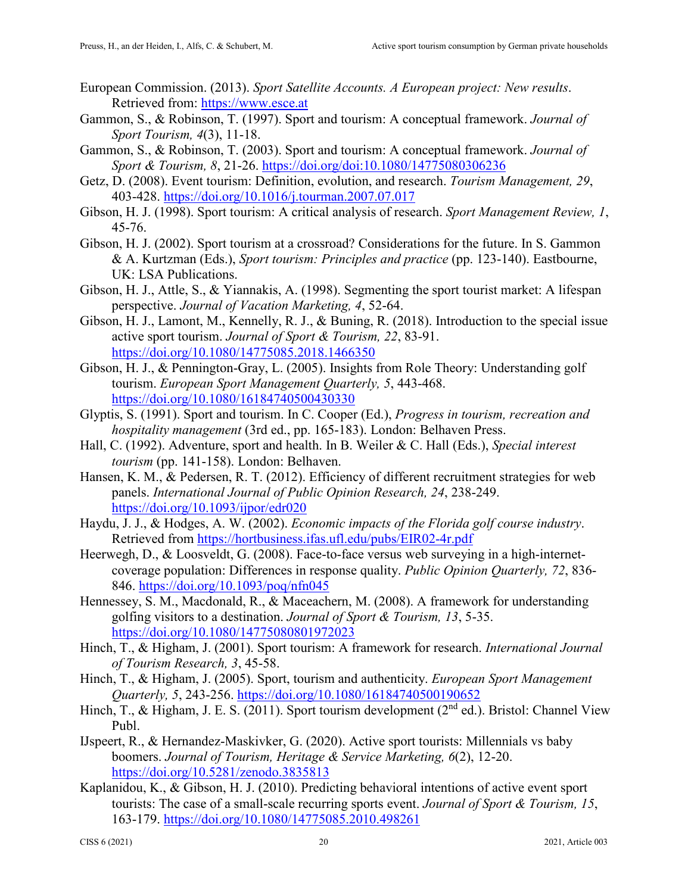European Commission. (2013). *Sport Satellite Accounts. A European project: New results*. Retrieved from: https://www.esce.at

Gammon, S., & Robinson, T. (1997). Sport and tourism: A conceptual framework. *Journal of Sport Tourism, 4*(3), 11-18.

Gammon, S., & Robinson, T. (2003). Sport and tourism: A conceptual framework. *Journal of Sport & Tourism, 8*, 21-26. https://doi.org/doi:10.1080/14775080306236

Getz, D. (2008). Event tourism: Definition, evolution, and research. *Tourism Management, 29*, 403-428. https://doi.org/10.1016/j.tourman.2007.07.017

Gibson, H. J. (1998). Sport tourism: A critical analysis of research. *Sport Management Review, 1*, 45-76.

Gibson, H. J. (2002). Sport tourism at a crossroad? Considerations for the future. In S. Gammon & A. Kurtzman (Eds.), *Sport tourism: Principles and practice* (pp. 123-140). Eastbourne, UK: LSA Publications.

Gibson, H. J., Attle, S., & Yiannakis, A. (1998). Segmenting the sport tourist market: A lifespan perspective. *Journal of Vacation Marketing, 4*, 52-64.

Gibson, H. J., Lamont, M., Kennelly, R. J., & Buning, R. (2018). Introduction to the special issue active sport tourism. *Journal of Sport & Tourism, 22*, 83-91. https://doi.org/10.1080/14775085.2018.1466350

Gibson, H. J., & Pennington-Gray, L. (2005). Insights from Role Theory: Understanding golf tourism. *European Sport Management Quarterly, 5*, 443-468. https://doi.org/10.1080/16184740500430330

Glyptis, S. (1991). Sport and tourism. In C. Cooper (Ed.), *Progress in tourism, recreation and hospitality management* (3rd ed., pp. 165-183). London: Belhaven Press.

Hall, C. (1992). Adventure, sport and health. In B. Weiler & C. Hall (Eds.), *Special interest tourism* (pp. 141-158). London: Belhaven.

Hansen, K. M., & Pedersen, R. T. (2012). Efficiency of different recruitment strategies for web panels. *International Journal of Public Opinion Research, 24*, 238-249. https://doi.org/10.1093/ijpor/edr020

Haydu, J. J., & Hodges, A. W. (2002). *Economic impacts of the Florida golf course industry*. Retrieved from https://hortbusiness.ifas.ufl.edu/pubs/EIR02-4r.pdf

Heerwegh, D., & Loosveldt, G. (2008). Face-to-face versus web surveying in a high-internet-coverage population: Differences in response quality. *Public Opinion Quarterly, 72*, 836-846. https://doi.org/10.1093/poq/nfn045

Hennessey, S. M., Macdonald, R., & Maceachern, M. (2008). A framework for understanding golfing visitors to a destination. *Journal of Sport & Tourism, 13*, 5-35. https://doi.org/10.1080/14775080801972023

Hinch, T., & Higham, J. (2001). Sport tourism: A framework for research. *International Journal of Tourism Research, 3*, 45-58.

Hinch, T., & Higham, J. (2005). Sport, tourism and authenticity. *European Sport Management Quarterly, 5*, 243-256. https://doi.org/10.1080/16184740500190652

Hinch, T., & Higham, J. E. S. (2011). Sport tourism development (2nd ed.). Bristol: Channel View Publ.

IJspeert, R., & Hernandez-Maskivker, G. (2020). Active sport tourists: Millennials vs baby boomers. *Journal of Tourism, Heritage & Service Marketing, 6*(2), 12-20. https://doi.org/10.5281/zenodo.3835813

Kaplanidou, K., & Gibson, H. J. (2010). Predicting behavioral intentions of active event sport tourists: The case of a small-scale recurring sports event. *Journal of Sport & Tourism, 15*, 163-179. https://doi.org/10.1080/14775085.2010.498261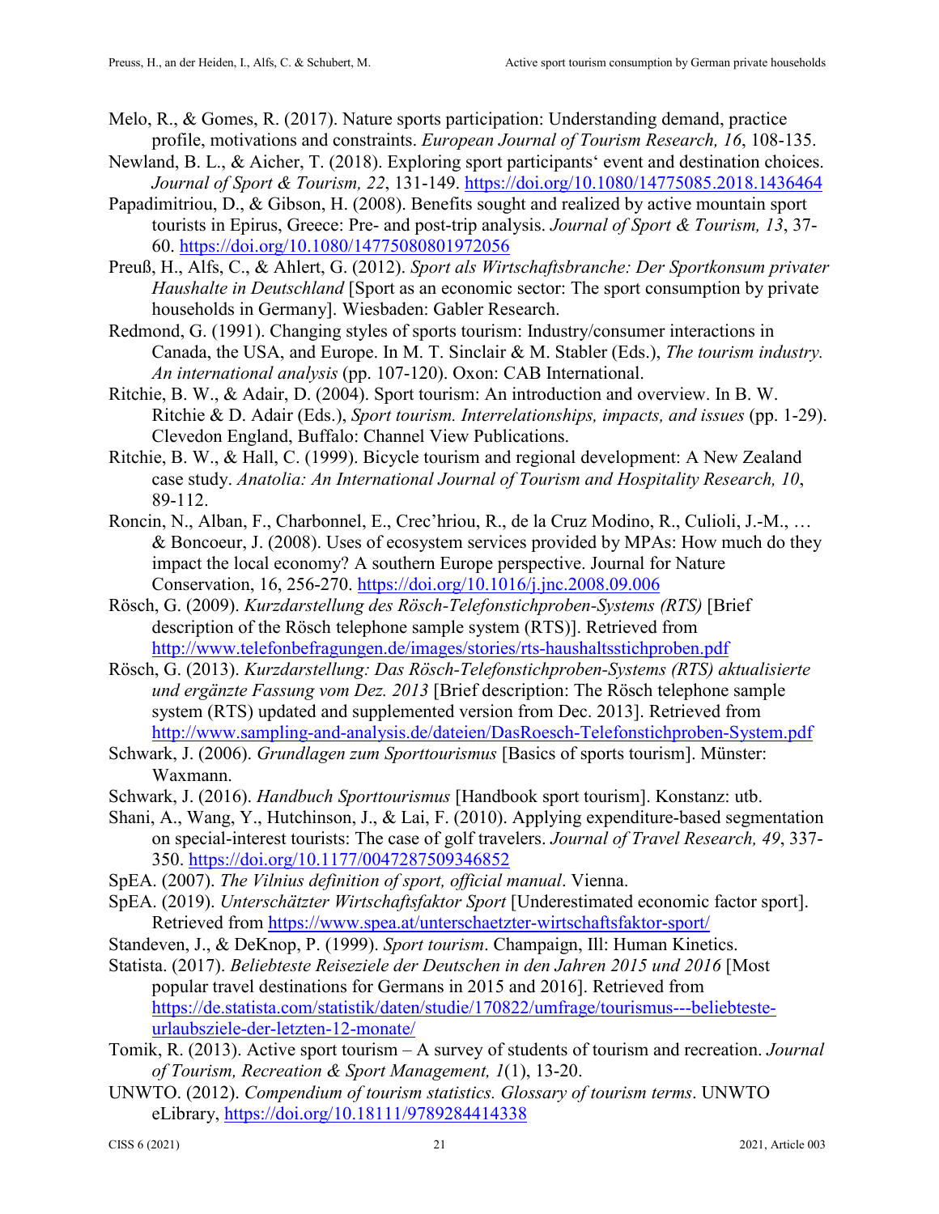Melo, R., & Gomes, R. (2017). Nature sports participation: Understanding demand, practice profile, motivations and constraints. *European Journal of Tourism Research, 16*, 108-135.

Newland, B. L., & Aicher, T. (2018). Exploring sport participants' event and destination choices. *Journal of Sport & Tourism, 22*, 131-149. https://doi.org/10.1080/14775085.2018.1436464

Papadimitriou, D., & Gibson, H. (2008). Benefits sought and realized by active mountain sport tourists in Epirus, Greece: Pre- and post-trip analysis. *Journal of Sport & Tourism, 13*, 37-60. https://doi.org/10.1080/14775080801972056

Preuß, H., Alfs, C., & Ahlert, G. (2012). *Sport als Wirtschaftsbranche: Der Sportkonsum privater Haushalte in Deutschland* [Sport as an economic sector: The sport consumption by private households in Germany]. Wiesbaden: Gabler Research.

Redmond, G. (1991). Changing styles of sports tourism: Industry/consumer interactions in Canada, the USA, and Europe. In M. T. Sinclair & M. Stabler (Eds.), *The tourism industry. An international analysis* (pp. 107-120). Oxon: CAB International.

Ritchie, B. W., & Adair, D. (2004). Sport tourism: An introduction and overview. In B. W. Ritchie & D. Adair (Eds.), *Sport tourism. Interrelationships, impacts, and issues* (pp. 1-29). Clevedon England, Buffalo: Channel View Publications.

Ritchie, B. W., & Hall, C. (1999). Bicycle tourism and regional development: A New Zealand case study. *Anatolia: An International Journal of Tourism and Hospitality Research, 10*, 89-112.

Roncin, N., Alban, F., Charbonnel, E., Crec'hriou, R., de la Cruz Modino, R., Culioli, J.-M., … & Boncoeur, J. (2008). Uses of ecosystem services provided by MPAs: How much do they impact the local economy? A southern Europe perspective. Journal for Nature Conservation, 16, 256-270. https://doi.org/10.1016/j.jnc.2008.09.006

Rösch, G. (2009). *Kurzdarstellung des Rösch-Telefonstichproben-Systems (RTS)* [Brief description of the Rösch telephone sample system (RTS)]. Retrieved from http://www.telefonbefragungen.de/images/stories/rts-haushaltsstichproben.pdf

Rösch, G. (2013). *Kurzdarstellung: Das Rösch-Telefonstichproben-Systems (RTS) aktualisierte und ergänzte Fassung vom Dez. 2013* [Brief description: The Rösch telephone sample system (RTS) updated and supplemented version from Dec. 2013]. Retrieved from http://www.sampling-and-analysis.de/dateien/DasRoesch-Telefonstichproben-System.pdf

Schwark, J. (2006). *Grundlagen zum Sporttourismus* [Basics of sports tourism]. Münster: Waxmann.

Schwark, J. (2016). *Handbuch Sporttourismus* [Handbook sport tourism]. Konstanz: utb.

Shani, A., Wang, Y., Hutchinson, J., & Lai, F. (2010). Applying expenditure-based segmentation on special-interest tourists: The case of golf travelers. *Journal of Travel Research, 49*, 337-350. https://doi.org/10.1177/0047287509346852

SpEA. (2007). *The Vilnius definition of sport, official manual*. Vienna.

SpEA. (2019). *Unterschätzter Wirtschaftsfaktor Sport* [Underestimated economic factor sport]. Retrieved from https://www.spea.at/unterschaetzter-wirtschaftsfaktor-sport/

Standeven, J., & DeKnop, P. (1999). *Sport tourism*. Champaign, Ill: Human Kinetics.

Statista. (2017). *Beliebteste Reiseziele der Deutschen in den Jahren 2015 und 2016* [Most popular travel destinations for Germans in 2015 and 2016]. Retrieved from https://de.statista.com/statistik/daten/studie/170822/umfrage/tourismus---beliebteste-urlaubsziele-der-letzten-12-monate/

Tomik, R. (2013). Active sport tourism – A survey of students of tourism and recreation. *Journal of Tourism, Recreation & Sport Management, 1*(1), 13-20.

UNWTO. (2012). *Compendium of tourism statistics. Glossary of tourism terms*. UNWTO eLibrary, https://doi.org/10.18111/9789284414338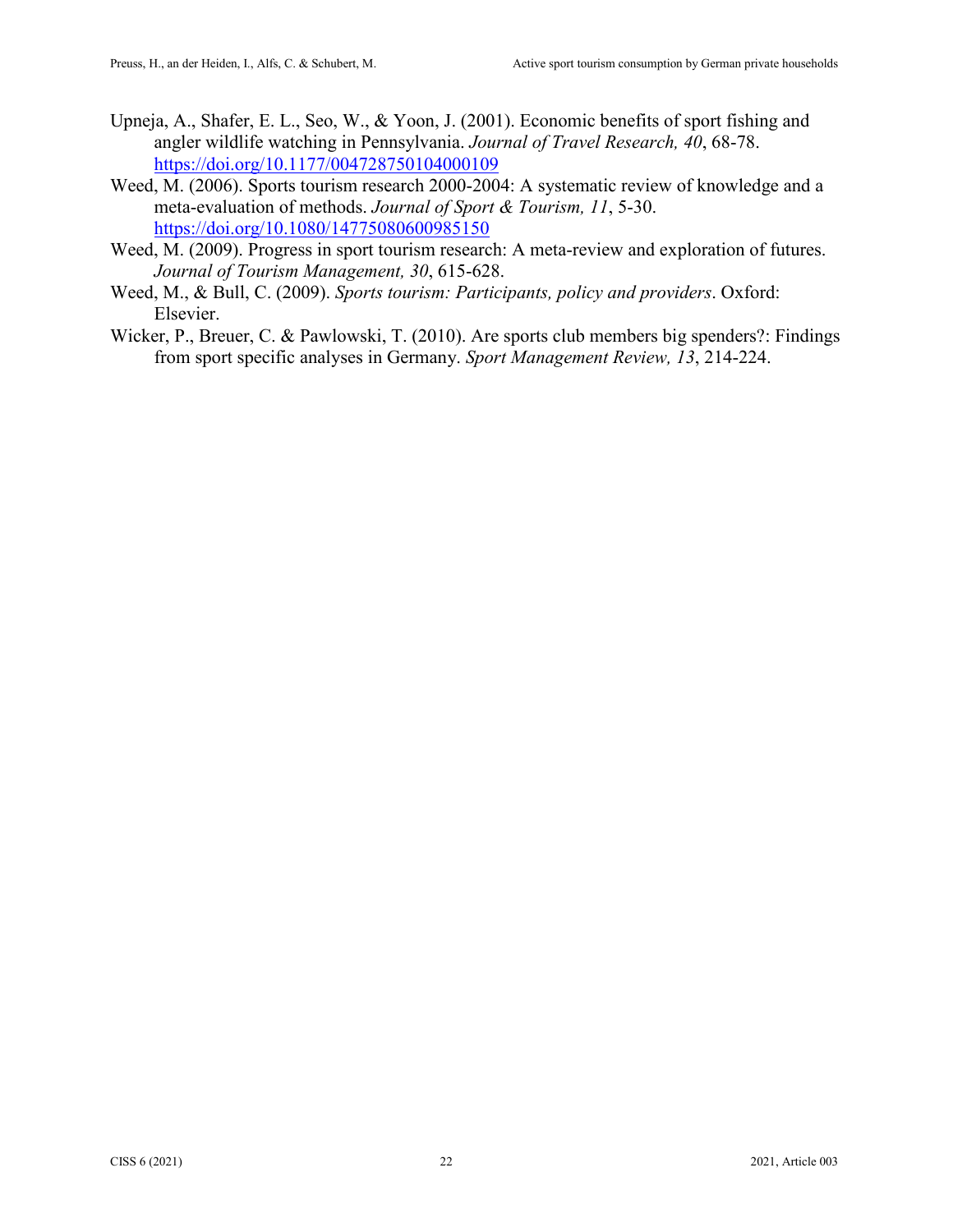Upneja, A., Shafer, E. L., Seo, W., & Yoon, J. (2001). Economic benefits of sport fishing and angler wildlife watching in Pennsylvania. *Journal of Travel Research, 40*, 68-78. https://doi.org/10.1177/004728750104000109

Weed, M. (2006). Sports tourism research 2000-2004: A systematic review of knowledge and a meta-evaluation of methods. *Journal of Sport & Tourism, 11*, 5-30. https://doi.org/10.1080/14775080600985150

Weed, M. (2009). Progress in sport tourism research: A meta-review and exploration of futures. *Journal of Tourism Management, 30*, 615-628.

Weed, M., & Bull, C. (2009). *Sports tourism: Participants, policy and providers*. Oxford: Elsevier.

Wicker, P., Breuer, C. & Pawlowski, T. (2010). Are sports club members big spenders?: Findings from sport specific analyses in Germany. *Sport Management Review, 13*, 214-224.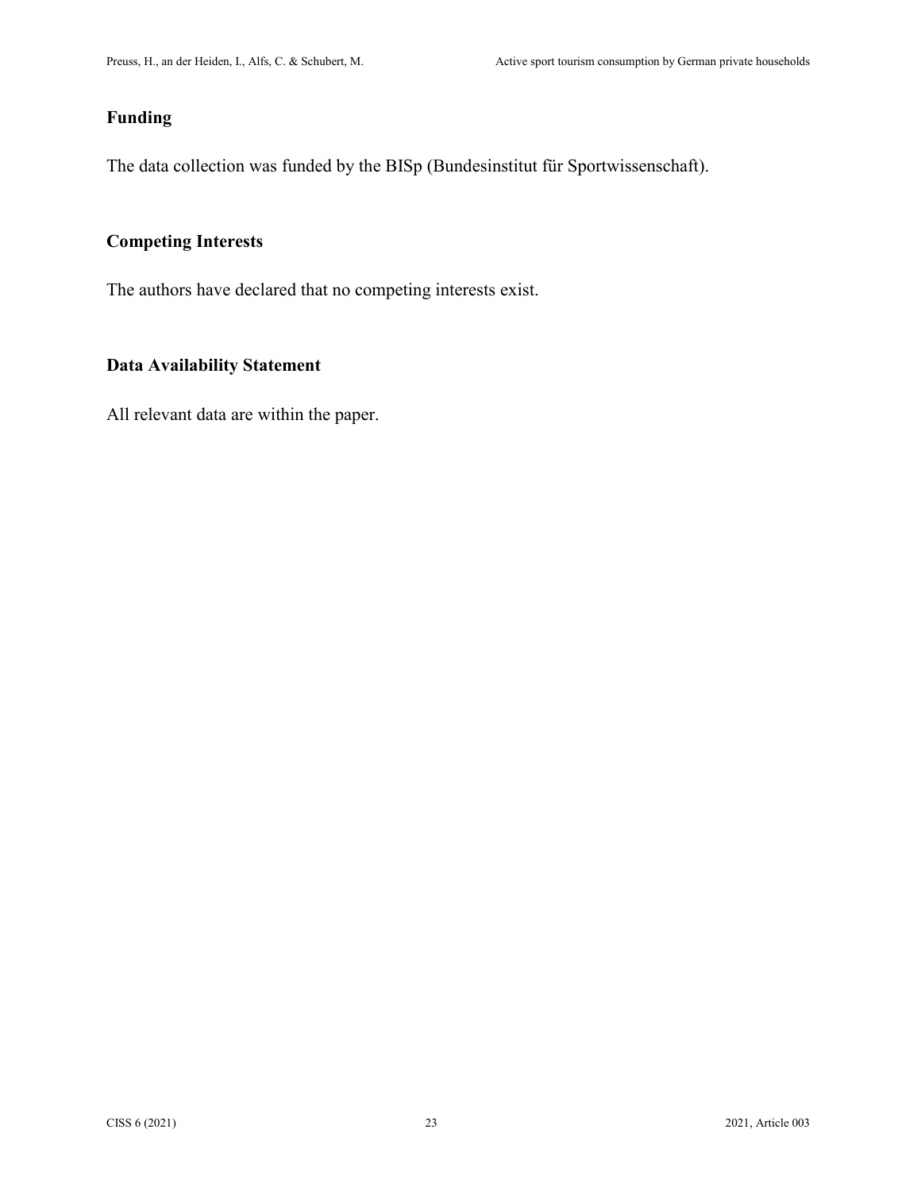## Funding

The data collection was funded by the BISp (Bundesinstitut für Sportwissenschaft).

## Competing Interests

The authors have declared that no competing interests exist.

## Data Availability Statement

All relevant data are within the paper.